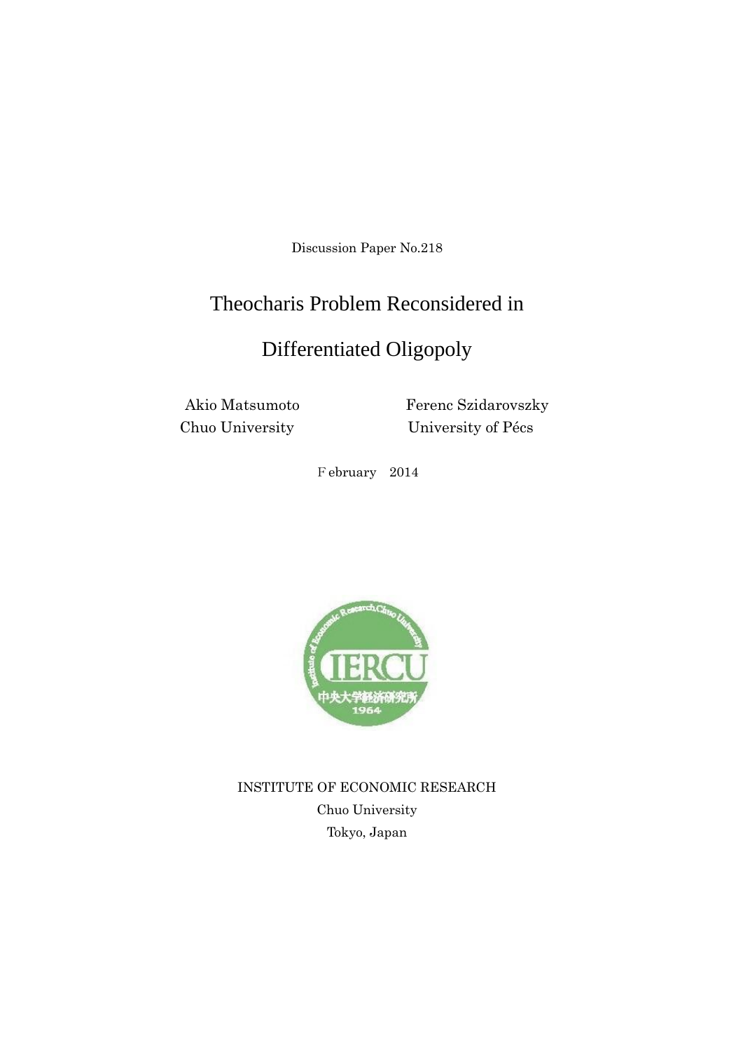Discussion Paper No.218

# Theocharis Problem Reconsidered in Differentiated Oligopoly

Akio Matsumoto
Chuo University

Ferenc Szidarovszky
University of Pécs

February 2014

INSTITUTE OF ECONOMIC RESEARCH
Chuo University
Tokyo, Japan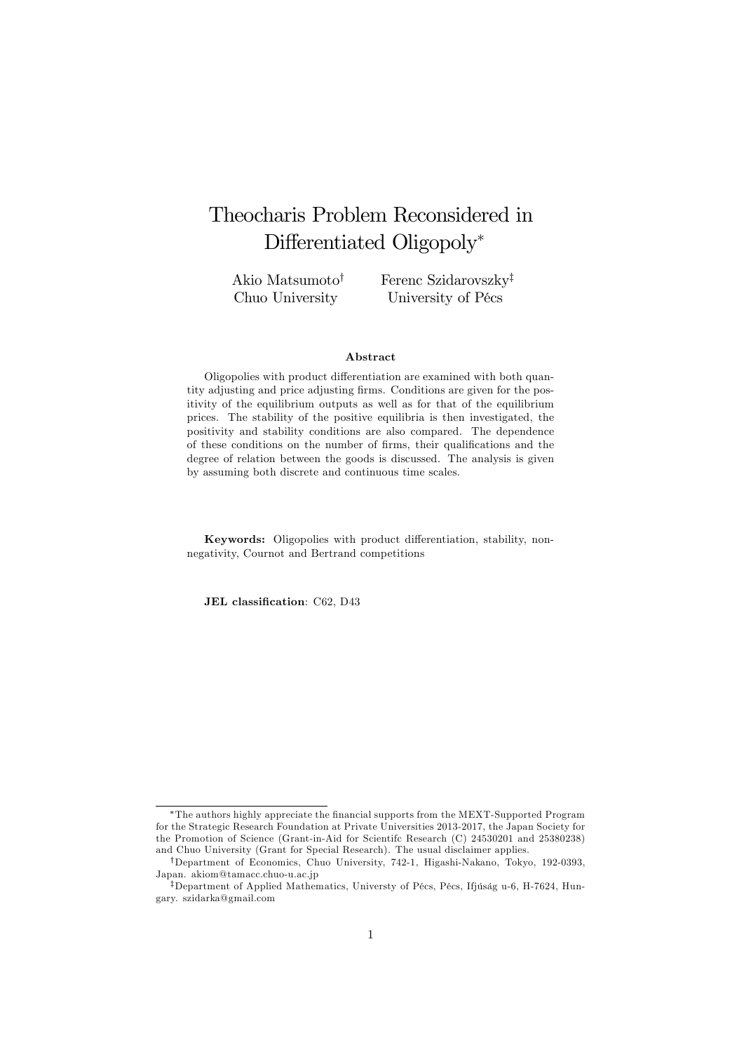# Theocharis Problem Reconsidered in Differentiated Oligopoly*

Akio Matsumoto[†] Chuo University

Ferenc Szidarovszky[‡] University of Pécs

**Abstract**

Oligopolies with product differentiation are examined with both quantity adjusting and price adjusting firms. Conditions are given for the positivity of the equilibrium outputs as well as for that of the equilibrium prices. The stability of the positive equilibria is then investigated, the positivity and stability conditions are also compared. The dependence of these conditions on the number of firms, their qualifications and the degree of relation between the goods is discussed. The analysis is given by assuming both discrete and continuous time scales.

**Keywords:** Oligopolies with product differentiation, stability, nonnegativity, Cournot and Bertrand competitions

**JEL classification**: C62, D43

---

*The authors highly appreciate the financial supports from the MEXT-Supported Program for the Strategic Research Foundation at Private Universities 2013-2017, the Japan Society for the Promotion of Science (Grant-in-Aid for Scientifc Research (C) 24530201 and 25380238) and Chuo University (Grant for Special Research). The usual disclaimer applies.

[†]Department of Economics, Chuo University, 742-1, Higashi-Nakano, Tokyo, 192-0393, Japan. akiom@tamacc.chuo-u.ac.jp

[‡]Department of Applied Mathematics, Universty of Pécs, Pécs, Ifjúság u-6, H-7624, Hungary. szidarka@gmail.com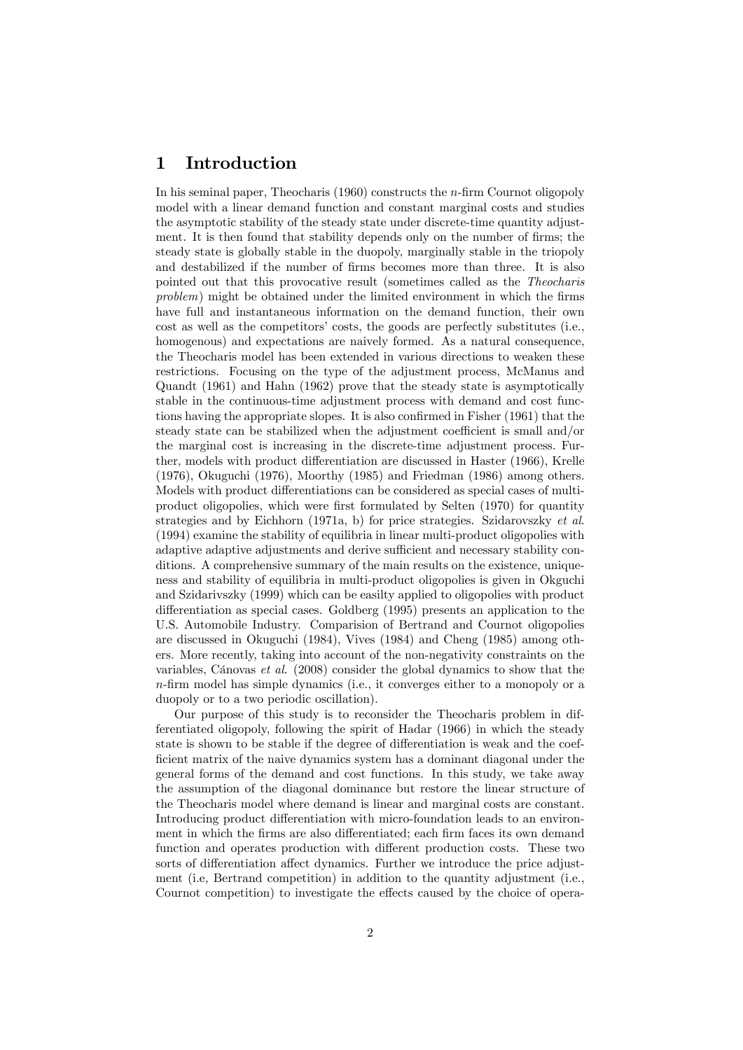# 1 Introduction

In his seminal paper, Theocharis (1960) constructs the $n$-firm Cournot oligopoly model with a linear demand function and constant marginal costs and studies the asymptotic stability of the steady state under discrete-time quantity adjustment. It is then found that stability depends only on the number of firms; the steady state is globally stable in the duopoly, marginally stable in the triopoly and destabilized if the number of firms becomes more than three. It is also pointed out that this provocative result (sometimes called as the *Theocharis problem*) might be obtained under the limited environment in which the firms have full and instantaneous information on the demand function, their own cost as well as the competitors' costs, the goods are perfectly substitutes (i.e., homogenous) and expectations are naively formed. As a natural consequence, the Theocharis model has been extended in various directions to weaken these restrictions. Focusing on the type of the adjustment process, McManus and Quandt (1961) and Hahn (1962) prove that the steady state is asymptotically stable in the continuous-time adjustment process with demand and cost functions having the appropriate slopes. It is also confirmed in Fisher (1961) that the steady state can be stabilized when the adjustment coefficient is small and/or the marginal cost is increasing in the discrete-time adjustment process. Further, models with product differentiation are discussed in Haster (1966), Krelle (1976), Okuguchi (1976), Moorthy (1985) and Friedman (1986) among others. Models with product differentiations can be considered as special cases of multi-product oligopolies, which were first formulated by Selten (1970) for quantity strategies and by Eichhorn (1971a, b) for price strategies. Szidarovszky *et al.* (1994) examine the stability of equilibria in linear multi-product oligopolies with adaptive adaptive adjustments and derive sufficient and necessary stability conditions. A comprehensive summary of the main results on the existence, uniqueness and stability of equilibria in multi-product oligopolies is given in Okguchi and Szidarivszky (1999) which can be easilty applied to oligopolies with product differentiation as special cases. Goldberg (1995) presents an application to the U.S. Automobile Industry. Comparision of Bertrand and Cournot oligopolies are discussed in Okuguchi (1984), Vives (1984) and Cheng (1985) among others. More recently, taking into account of the non-negativity constraints on the variables, Cánovas *et al.* (2008) consider the global dynamics to show that the $n$-firm model has simple dynamics (i.e., it converges either to a monopoly or a duopoly or to a two periodic oscillation).

Our purpose of this study is to reconsider the Theocharis problem in differentiated oligopoly, following the spirit of Hadar (1966) in which the steady state is shown to be stable if the degree of differentiation is weak and the coefficient matrix of the naive dynamics system has a dominant diagonal under the general forms of the demand and cost functions. In this study, we take away the assumption of the diagonal dominance but restore the linear structure of the Theocharis model where demand is linear and marginal costs are constant. Introducing product differentiation with micro-foundation leads to an environment in which the firms are also differentiated; each firm faces its own demand function and operates production with different production costs. These two sorts of differentiation affect dynamics. Further we introduce the price adjustment (i.e, Bertrand competition) in addition to the quantity adjustment (i.e., Cournot competition) to investigate the effects caused by the choice of opera-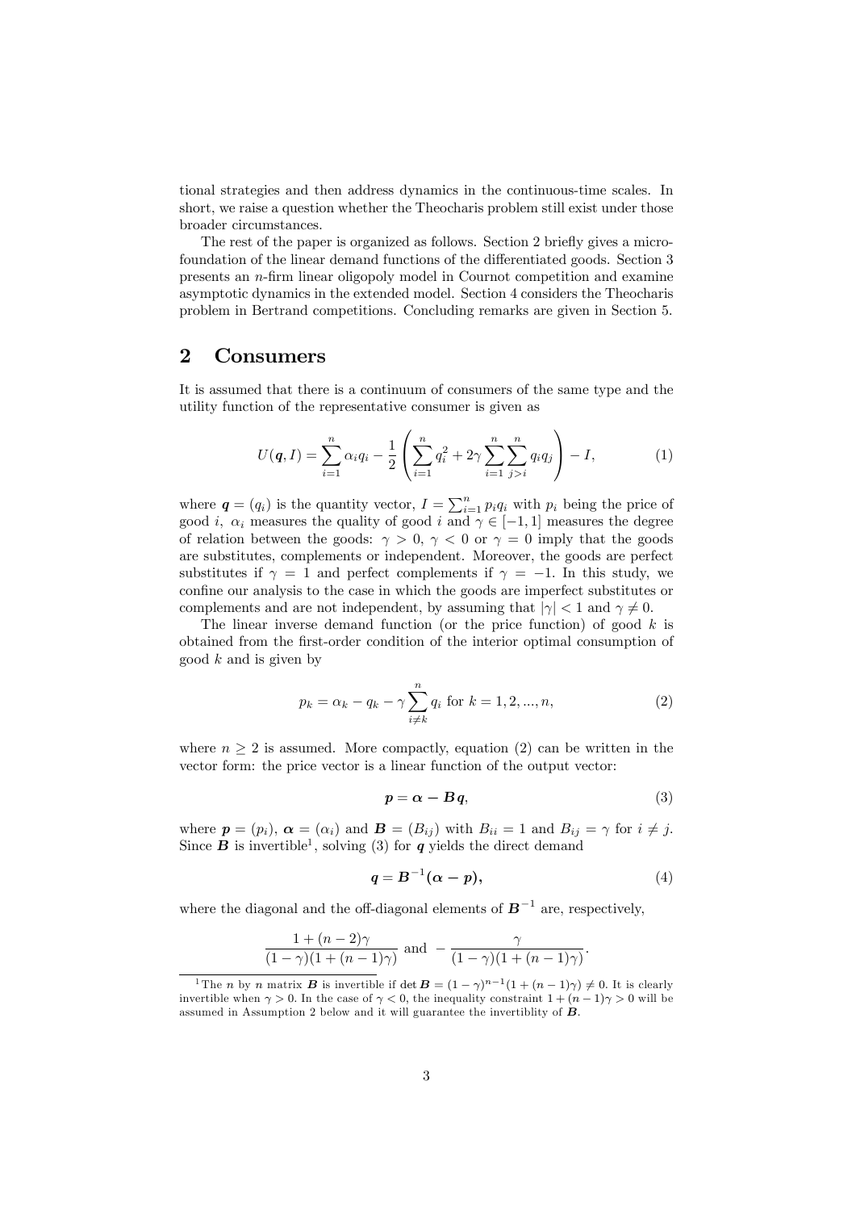tional strategies and then address dynamics in the continuous-time scales. In short, we raise a question whether the Theocharis problem still exist under those broader circumstances.

The rest of the paper is organized as follows. Section 2 briefly gives a micro-foundation of the linear demand functions of the differentiated goods. Section 3 presents an $n$-firm linear oligopoly model in Cournot competition and examine asymptotic dynamics in the extended model. Section 4 considers the Theocharis problem in Bertrand competitions. Concluding remarks are given in Section 5.

## 2 Consumers

It is assumed that there is a continuum of consumers of the same type and the utility function of the representative consumer is given as

$$U(\boldsymbol{q}, I) = \sum_{i=1}^{n} \alpha_i q_i - \frac{1}{2}\left(\sum_{i=1}^{n} q_i^2 + 2\gamma \sum_{i=1}^{n}\sum_{j>i}^{n} q_i q_j\right) - I, \tag{1}$$

where $\boldsymbol{q} = (q_i)$ is the quantity vector, $I = \sum_{i=1}^{n} p_i q_i$ with $p_i$ being the price of good $i$, $\alpha_i$ measures the quality of good $i$ and $\gamma \in [-1, 1]$ measures the degree of relation between the goods: $\gamma > 0$, $\gamma < 0$ or $\gamma = 0$ imply that the goods are substitutes, complements or independent. Moreover, the goods are perfect substitutes if $\gamma = 1$ and perfect complements if $\gamma = -1$. In this study, we confine our analysis to the case in which the goods are imperfect substitutes or complements and are not independent, by assuming that $|\gamma| < 1$ and $\gamma \neq 0$.

The linear inverse demand function (or the price function) of good $k$ is obtained from the first-order condition of the interior optimal consumption of good $k$ and is given by

$$p_k = \alpha_k - q_k - \gamma \sum_{i \neq k}^{n} q_i \text{ for } k = 1, 2, ..., n, \tag{2}$$

where $n \geq 2$ is assumed. More compactly, equation (2) can be written in the vector form: the price vector is a linear function of the output vector:

$$\boldsymbol{p} = \boldsymbol{\alpha} - \boldsymbol{B}\boldsymbol{q}, \tag{3}$$

where $\boldsymbol{p} = (p_i)$, $\boldsymbol{\alpha} = (\alpha_i)$ and $\boldsymbol{B} = (B_{ij})$ with $B_{ii} = 1$ and $B_{ij} = \gamma$ for $i \neq j$. Since $\boldsymbol{B}$ is invertible[1], solving (3) for $\boldsymbol{q}$ yields the direct demand

$$\boldsymbol{q} = \boldsymbol{B}^{-1}(\boldsymbol{\alpha} - \boldsymbol{p}), \tag{4}$$

where the diagonal and the off-diagonal elements of $\boldsymbol{B}^{-1}$ are, respectively,

$$\frac{1 + (n-2)\gamma}{(1-\gamma)(1+(n-1)\gamma)} \text{ and } -\frac{\gamma}{(1-\gamma)(1+(n-1)\gamma)}.$$

[1] The $n$ by $n$ matrix $\boldsymbol{B}$ is invertible if $\det \boldsymbol{B} = (1-\gamma)^{n-1}(1+(n-1)\gamma) \neq 0$. It is clearly invertible when $\gamma > 0$. In the case of $\gamma < 0$, the inequality constraint $1 + (n-1)\gamma > 0$ will be assumed in Assumption 2 below and it will guarantee the invertiblity of $\boldsymbol{B}$.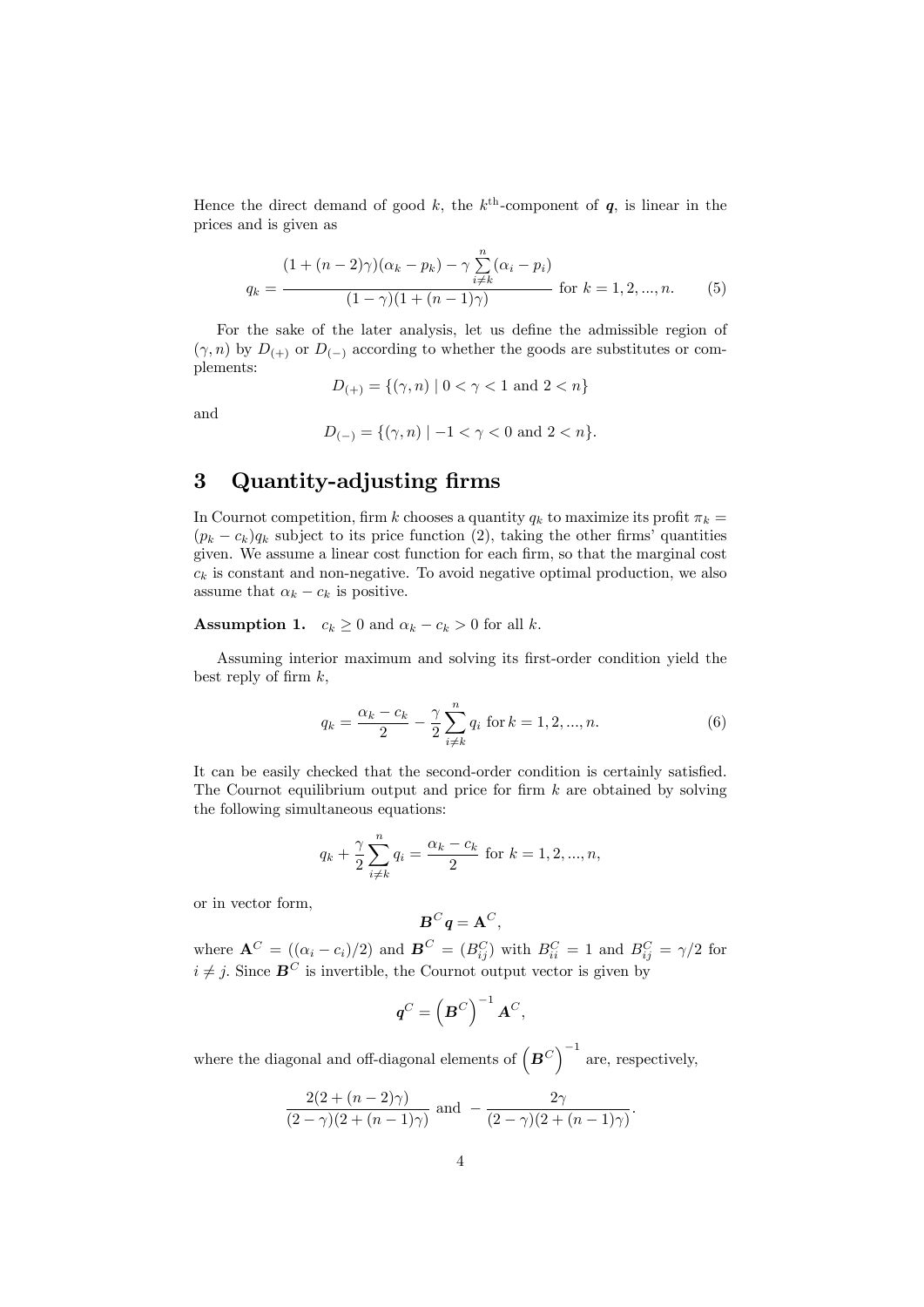Hence the direct demand of good $k$, the $k^{\text{th}}$-component of $\boldsymbol{q}$, is linear in the prices and is given as

$$q_k = \frac{(1+(n-2)\gamma)(\alpha_k - p_k) - \gamma \sum_{i \neq k}^{n} (\alpha_i - p_i)}{(1-\gamma)(1+(n-1)\gamma)} \text{ for } k = 1, 2, ..., n. \tag{5}$$

For the sake of the later analysis, let us define the admissible region of $(\gamma, n)$ by $D_{(+)}$ or $D_{(-)}$ according to whether the goods are substitutes or complements:

$$D_{(+)} = \{(\gamma, n) \mid 0 < \gamma < 1 \text{ and } 2 < n\}$$

and

$$D_{(-)} = \{(\gamma, n) \mid -1 < \gamma < 0 \text{ and } 2 < n\}.$$

# 3 Quantity-adjusting firms

In Cournot competition, firm $k$ chooses a quantity $q_k$ to maximize its profit $\pi_k = (p_k - c_k)q_k$ subject to its price function (2), taking the other firms' quantities given. We assume a linear cost function for each firm, so that the marginal cost $c_k$ is constant and non-negative. To avoid negative optimal production, we also assume that $\alpha_k - c_k$ is positive.

**Assumption 1.** $c_k \geq 0$ and $\alpha_k - c_k > 0$ for all $k$.

Assuming interior maximum and solving its first-order condition yield the best reply of firm $k$,

$$q_k = \frac{\alpha_k - c_k}{2} - \frac{\gamma}{2} \sum_{i \neq k}^{n} q_i \text{ for } k = 1, 2, ..., n. \tag{6}$$

It can be easily checked that the second-order condition is certainly satisfied. The Cournot equilibrium output and price for firm $k$ are obtained by solving the following simultaneous equations:

$$q_k + \frac{\gamma}{2} \sum_{i \neq k}^{n} q_i = \frac{\alpha_k - c_k}{2} \text{ for } k = 1, 2, ..., n,$$

or in vector form,

$$\boldsymbol{B}^C \boldsymbol{q} = \mathbf{A}^C,$$

where $\mathbf{A}^C = ((\alpha_i - c_i)/2)$ and $\boldsymbol{B}^C = (B_{ij}^C)$ with $B_{ii}^C = 1$ and $B_{ij}^C = \gamma/2$ for $i \neq j$. Since $\boldsymbol{B}^C$ is invertible, the Cournot output vector is given by

$$\boldsymbol{q}^C = \left(\boldsymbol{B}^C\right)^{-1} \mathbf{A}^C,$$

where the diagonal and off-diagonal elements of $\left(\boldsymbol{B}^C\right)^{-1}$ are, respectively,

$$\frac{2(2+(n-2)\gamma)}{(2-\gamma)(2+(n-1)\gamma)} \text{ and } -\frac{2\gamma}{(2-\gamma)(2+(n-1)\gamma)}.$$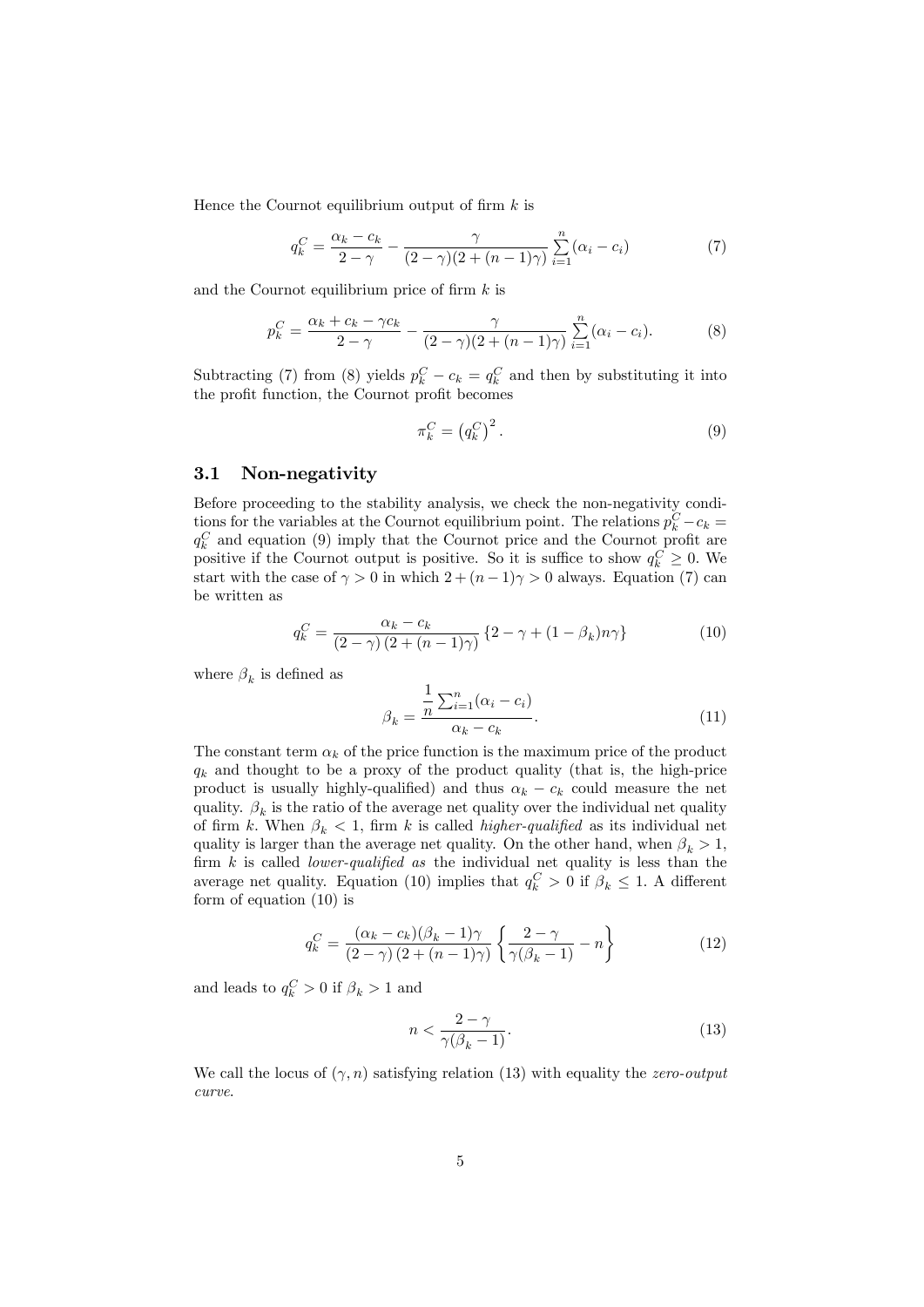Hence the Cournot equilibrium output of firm $k$ is

$$q_k^C = \frac{\alpha_k - c_k}{2-\gamma} - \frac{\gamma}{(2-\gamma)(2+(n-1)\gamma)} \sum_{i=1}^{n} (\alpha_i - c_i) \tag{7}$$

and the Cournot equilibrium price of firm $k$ is

$$p_k^C = \frac{\alpha_k + c_k - \gamma c_k}{2-\gamma} - \frac{\gamma}{(2-\gamma)(2+(n-1)\gamma)} \sum_{i=1}^{n} (\alpha_i - c_i). \tag{8}$$

Subtracting (7) from (8) yields $p_k^C - c_k = q_k^C$ and then by substituting it into the profit function, the Cournot profit becomes

$$\pi_k^C = \left(q_k^C\right)^2. \tag{9}$$

## 3.1 Non-negativity

Before proceeding to the stability analysis, we check the non-negativity conditions for the variables at the Cournot equilibrium point. The relations $p_k^C - c_k = q_k^C$ and equation (9) imply that the Cournot price and the Cournot profit are positive if the Cournot output is positive. So it is suffice to show $q_k^C \geq 0$. We start with the case of $\gamma > 0$ in which $2 + (n-1)\gamma > 0$ always. Equation (7) can be written as

$$q_k^C = \frac{\alpha_k - c_k}{(2-\gamma)(2+(n-1)\gamma)} \left\{ 2 - \gamma + (1 - \beta_k) n\gamma \right\} \tag{10}$$

where $\beta_k$ is defined as

$$\beta_k = \frac{\dfrac{1}{n}\sum_{i=1}^{n}(\alpha_i - c_i)}{\alpha_k - c_k}. \tag{11}$$

The constant term $\alpha_k$ of the price function is the maximum price of the product $q_k$ and thought to be a proxy of the product quality (that is, the high-price product is usually highly-qualified) and thus $\alpha_k - c_k$ could measure the net quality. $\beta_k$ is the ratio of the average net quality over the individual net quality of firm $k$. When $\beta_k < 1$, firm $k$ is called *higher-qualified* as its individual net quality is larger than the average net quality. On the other hand, when $\beta_k > 1$, firm $k$ is called *lower-qualified as* the individual net quality is less than the average net quality. Equation (10) implies that $q_k^C > 0$ if $\beta_k \leq 1$. A different form of equation (10) is

$$q_k^C = \frac{(\alpha_k - c_k)(\beta_k - 1)\gamma}{(2-\gamma)(2+(n-1)\gamma)} \left\{ \frac{2-\gamma}{\gamma(\beta_k - 1)} - n \right\} \tag{12}$$

and leads to $q_k^C > 0$ if $\beta_k > 1$ and

$$n < \frac{2-\gamma}{\gamma(\beta_k - 1)}. \tag{13}$$

We call the locus of $(\gamma, n)$ satisfying relation (13) with equality the *zero-output curve*.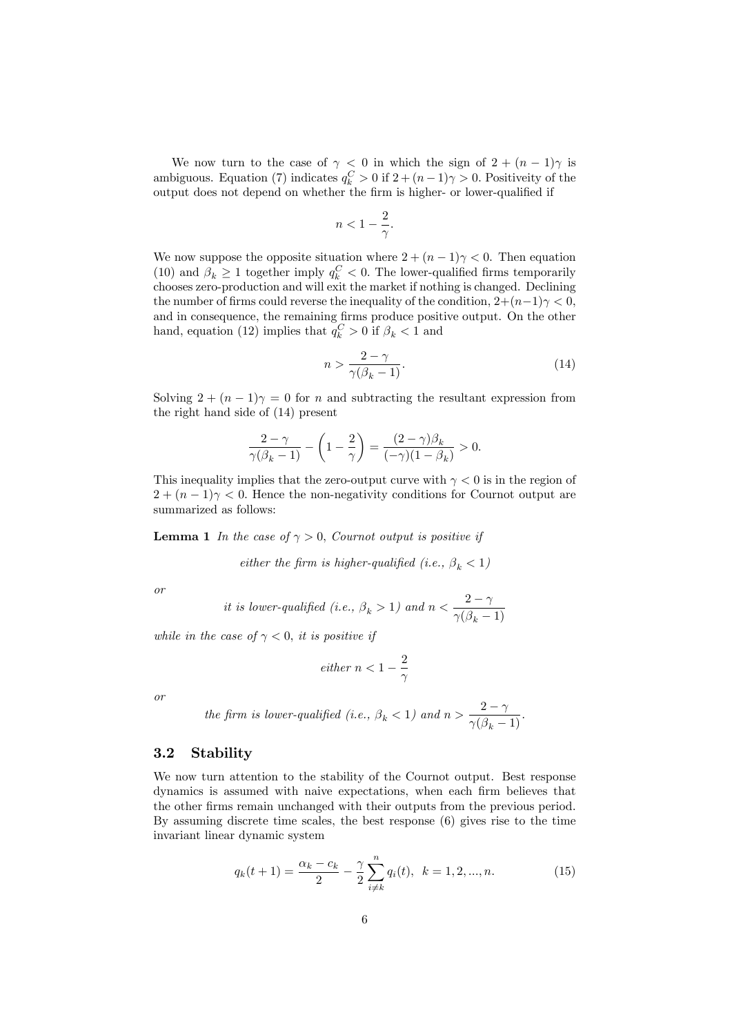We now turn to the case of $\gamma < 0$ in which the sign of $2 + (n-1)\gamma$ is ambiguous. Equation (7) indicates $q_k^C > 0$ if $2 + (n-1)\gamma > 0$. Positiveity of the output does not depend on whether the firm is higher- or lower-qualified if

$$n < 1 - \frac{2}{\gamma}.$$

We now suppose the opposite situation where $2 + (n-1)\gamma < 0$. Then equation (10) and $\beta_k \geq 1$ together imply $q_k^C < 0$. The lower-qualified firms temporarily chooses zero-production and will exit the market if nothing is changed. Declining the number of firms could reverse the inequality of the condition, $2+(n-1)\gamma < 0$, and in consequence, the remaining firms produce positive output. On the other hand, equation (12) implies that $q_k^C > 0$ if $\beta_k < 1$ and

$$n > \frac{2-\gamma}{\gamma(\beta_k - 1)}. \tag{14}$$

Solving $2 + (n-1)\gamma = 0$ for $n$ and subtracting the resultant expression from the right hand side of (14) present

$$\frac{2-\gamma}{\gamma(\beta_k - 1)} - \left(1 - \frac{2}{\gamma}\right) = \frac{(2-\gamma)\beta_k}{(-\gamma)(1-\beta_k)} > 0.$$

This inequality implies that the zero-output curve with $\gamma < 0$ is in the region of $2 + (n-1)\gamma < 0$. Hence the non-negativity conditions for Cournot output are summarized as follows:

**Lemma 1** *In the case of $\gamma > 0$, Cournot output is positive if*

*either the firm is higher-qualified (i.e., $\beta_k < 1$)*

*or*

*it is lower-qualified (i.e., $\beta_k > 1$) and $n < \dfrac{2-\gamma}{\gamma(\beta_k - 1)}$*

*while in the case of $\gamma < 0$, it is positive if*

*either $n < 1 - \dfrac{2}{\gamma}$*

*or*

*the firm is lower-qualified (i.e., $\beta_k < 1$) and $n > \dfrac{2-\gamma}{\gamma(\beta_k - 1)}$.*

### 3.2 Stability

We now turn attention to the stability of the Cournot output. Best response dynamics is assumed with naive expectations, when each firm believes that the other firms remain unchanged with their outputs from the previous period. By assuming discrete time scales, the best response (6) gives rise to the time invariant linear dynamic system

$$q_k(t+1) = \frac{\alpha_k - c_k}{2} - \frac{\gamma}{2} \sum_{i \neq k}^{n} q_i(t), \quad k = 1, 2, ..., n. \tag{15}$$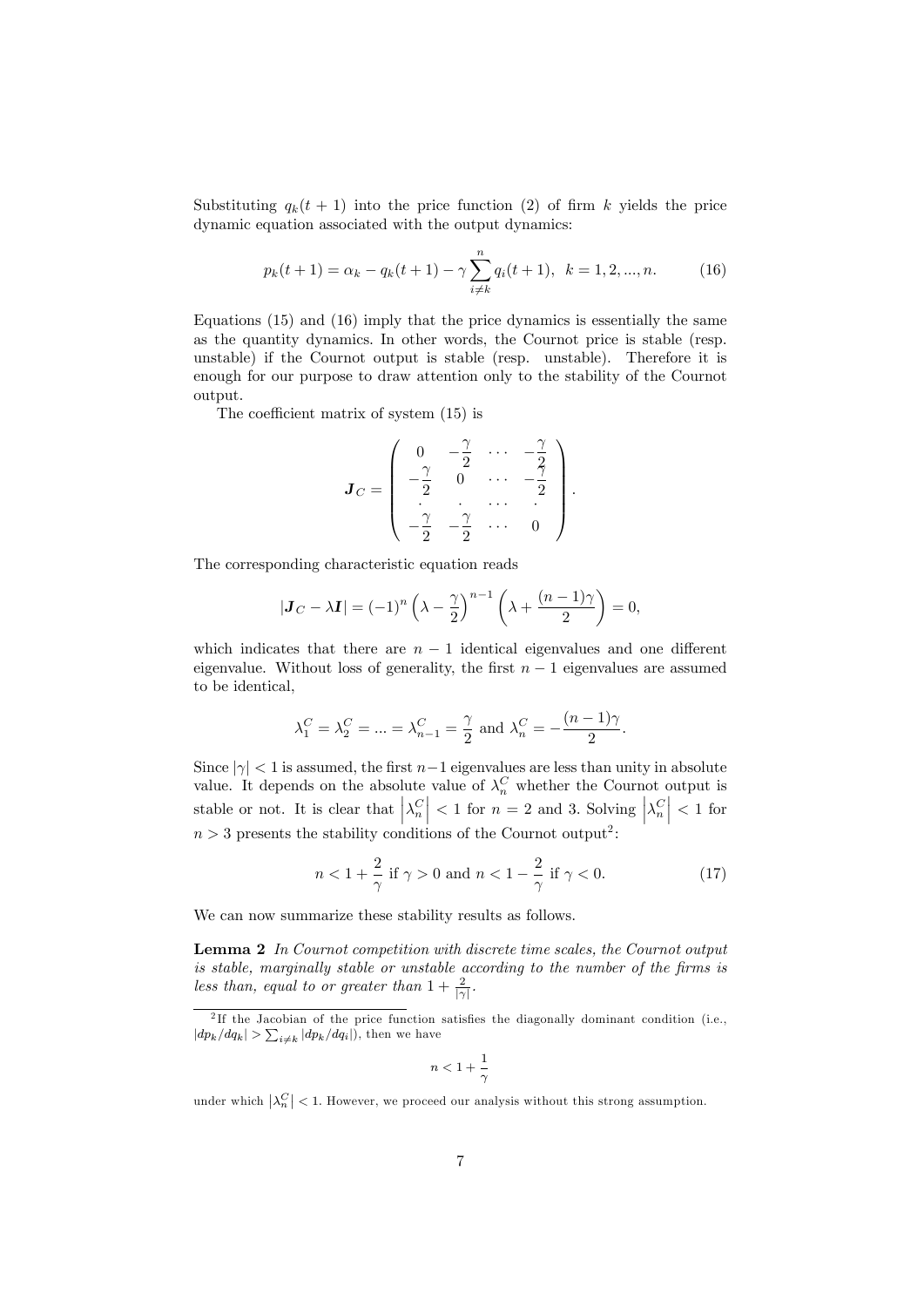Substituting $q_k(t+1)$ into the price function (2) of firm $k$ yields the price dynamic equation associated with the output dynamics:

$$p_k(t+1) = \alpha_k - q_k(t+1) - \gamma \sum_{i \neq k}^{n} q_i(t+1), \;\; k = 1, 2, ..., n. \tag{16}$$

Equations (15) and (16) imply that the price dynamics is essentially the same as the quantity dynamics. In other words, the Cournot price is stable (resp. unstable) if the Cournot output is stable (resp. unstable). Therefore it is enough for our purpose to draw attention only to the stability of the Cournot output.

The coefficient matrix of system (15) is

$$\boldsymbol{J}_C = \begin{pmatrix} 0 & -\dfrac{\gamma}{2} & \cdots & -\dfrac{\gamma}{2} \\ -\dfrac{\gamma}{2} & 0 & \cdots & -\dfrac{\gamma}{2} \\ \cdot & \cdot & \cdots & \cdot \\ -\dfrac{\gamma}{2} & -\dfrac{\gamma}{2} & \cdots & 0 \end{pmatrix}.$$

The corresponding characteristic equation reads

$$|\boldsymbol{J}_C - \lambda \boldsymbol{I}| = (-1)^n \left(\lambda - \frac{\gamma}{2}\right)^{n-1} \left(\lambda + \frac{(n-1)\gamma}{2}\right) = 0,$$

which indicates that there are $n-1$ identical eigenvalues and one different eigenvalue. Without loss of generality, the first $n-1$ eigenvalues are assumed to be identical,

$$\lambda_1^C = \lambda_2^C = ... = \lambda_{n-1}^C = \frac{\gamma}{2} \text{ and } \lambda_n^C = -\frac{(n-1)\gamma}{2}.$$

Since $|\gamma| < 1$ is assumed, the first $n-1$ eigenvalues are less than unity in absolute value. It depends on the absolute value of $\lambda_n^C$ whether the Cournot output is stable or not. It is clear that $\left|\lambda_n^C\right| < 1$ for $n = 2$ and 3. Solving $\left|\lambda_n^C\right| < 1$ for $n > 3$ presents the stability conditions of the Cournot output[2]:

$$n < 1 + \frac{2}{\gamma} \text{ if } \gamma > 0 \text{ and } n < 1 - \frac{2}{\gamma} \text{ if } \gamma < 0. \tag{17}$$

We can now summarize these stability results as follows.

**Lemma 2** *In Cournot competition with discrete time scales, the Cournot output is stable, marginally stable or unstable according to the number of the firms is less than, equal to or greater than* $1 + \frac{2}{|\gamma|}$.

---

[2] If the Jacobian of the price function satisfies the diagonally dominant condition (i.e., $|dp_k/dq_k| > \sum_{i \neq k} |dp_k/dq_i|$), then we have

$$n < 1 + \frac{1}{\gamma}$$

under which $\left|\lambda_n^C\right| < 1$. However, we proceed our analysis without this strong assumption.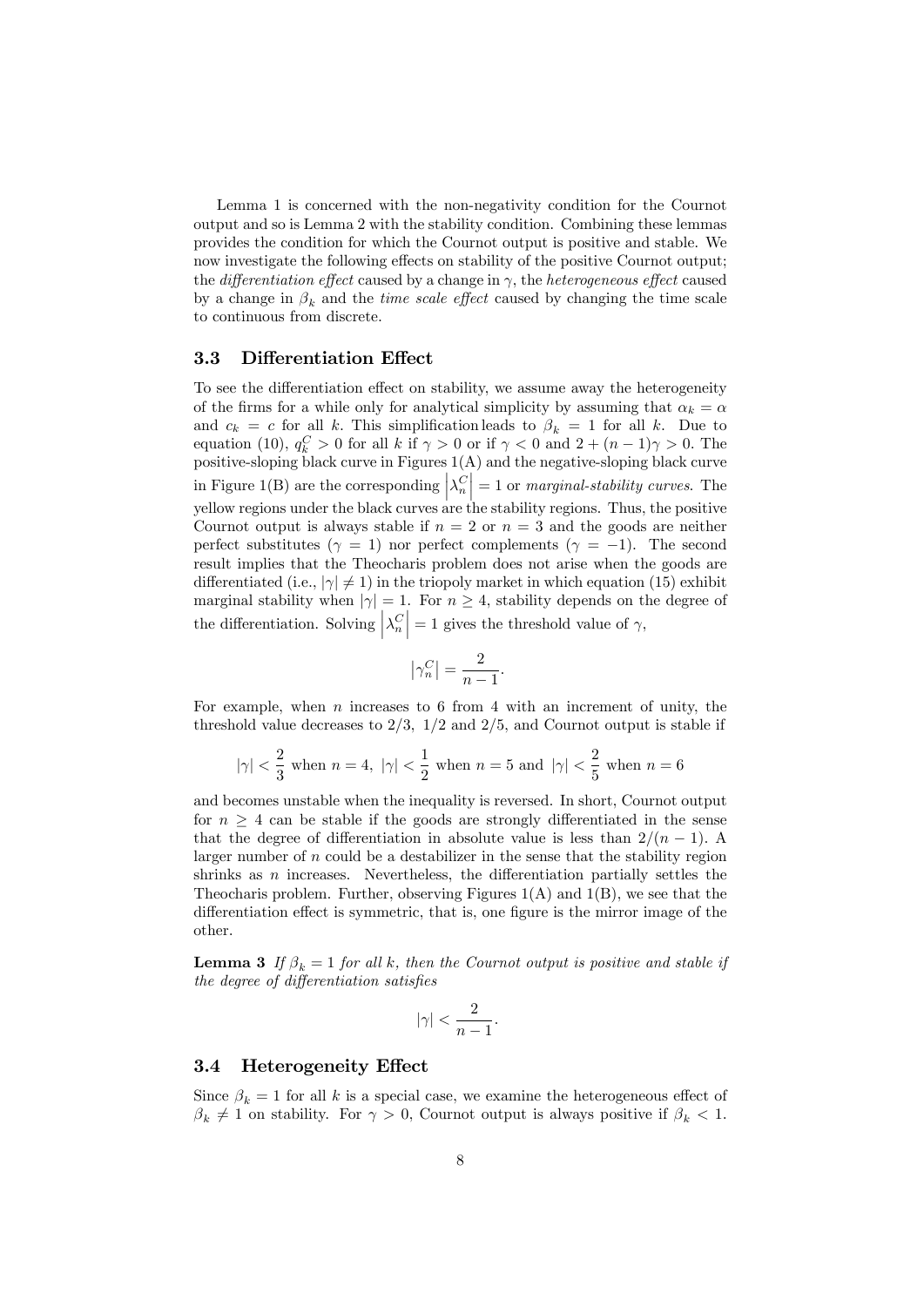Lemma 1 is concerned with the non-negativity condition for the Cournot output and so is Lemma 2 with the stability condition. Combining these lemmas provides the condition for which the Cournot output is positive and stable. We now investigate the following effects on stability of the positive Cournot output; the *differentiation effect* caused by a change in $\gamma$, the *heterogeneous effect* caused by a change in $\beta_k$ and the *time scale effect* caused by changing the time scale to continuous from discrete.

### 3.3 Differentiation Effect

To see the differentiation effect on stability, we assume away the heterogeneity of the firms for a while only for analytical simplicity by assuming that $\alpha_k = \alpha$ and $c_k = c$ for all $k$. This simplification leads to $\beta_k = 1$ for all $k$. Due to equation (10), $q_k^C > 0$ for all $k$ if $\gamma > 0$ or if $\gamma < 0$ and $2 + (n-1)\gamma > 0$. The positive-sloping black curve in Figures 1(A) and the negative-sloping black curve in Figure 1(B) are the corresponding $\left|\lambda_n^C\right| = 1$ or *marginal-stability curves*. The yellow regions under the black curves are the stability regions. Thus, the positive Cournot output is always stable if $n = 2$ or $n = 3$ and the goods are neither perfect substitutes ($\gamma = 1$) nor perfect complements ($\gamma = -1$). The second result implies that the Theocharis problem does not arise when the goods are differentiated (i.e., $|\gamma| \neq 1$) in the triopoly market in which equation (15) exhibit marginal stability when $|\gamma| = 1$. For $n \geq 4$, stability depends on the degree of the differentiation. Solving $\left|\lambda_n^C\right| = 1$ gives the threshold value of $\gamma$,

$$\left|\gamma_n^C\right| = \frac{2}{n-1}.$$

For example, when $n$ increases to 6 from 4 with an increment of unity, the threshold value decreases to $2/3$, $1/2$ and $2/5$, and Cournot output is stable if

$$|\gamma| < \frac{2}{3} \text{ when } n = 4,\ |\gamma| < \frac{1}{2} \text{ when } n = 5 \text{ and } |\gamma| < \frac{2}{5} \text{ when } n = 6$$

and becomes unstable when the inequality is reversed. In short, Cournot output for $n \geq 4$ can be stable if the goods are strongly differentiated in the sense that the degree of differentiation in absolute value is less than $2/(n-1)$. A larger number of $n$ could be a destabilizer in the sense that the stability region shrinks as $n$ increases. Nevertheless, the differentiation partially settles the Theocharis problem. Further, observing Figures 1(A) and 1(B), we see that the differentiation effect is symmetric, that is, one figure is the mirror image of the other.

**Lemma 3** *If $\beta_k = 1$ for all $k$, then the Cournot output is positive and stable if the degree of differentiation satisfies*

$$|\gamma| < \frac{2}{n-1}.$$

### 3.4 Heterogeneity Effect

Since $\beta_k = 1$ for all $k$ is a special case, we examine the heterogeneous effect of $\beta_k \neq 1$ on stability. For $\gamma > 0$, Cournot output is always positive if $\beta_k < 1$.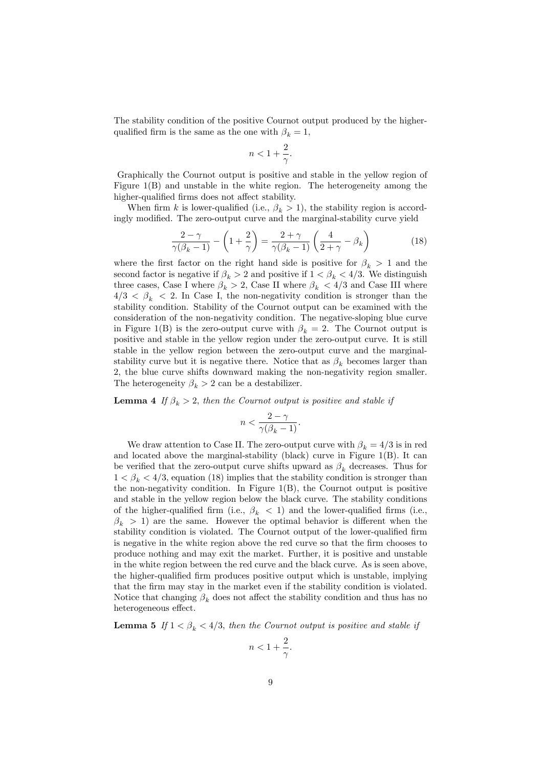The stability condition of the positive Cournot output produced by the higher-qualified firm is the same as the one with $\beta_k = 1$,

$$n < 1 + \frac{2}{\gamma}.$$

Graphically the Cournot output is positive and stable in the yellow region of Figure 1(B) and unstable in the white region. The heterogeneity among the higher-qualified firms does not affect stability.

When firm $k$ is lower-qualified (i.e., $\beta_k > 1$), the stability region is accordingly modified. The zero-output curve and the marginal-stability curve yield

$$\frac{2-\gamma}{\gamma(\beta_k - 1)} - \left(1 + \frac{2}{\gamma}\right) = \frac{2+\gamma}{\gamma(\beta_k - 1)}\left(\frac{4}{2+\gamma} - \beta_k\right) \tag{18}$$

where the first factor on the right hand side is positive for $\beta_k > 1$ and the second factor is negative if $\beta_k > 2$ and positive if $1 < \beta_k < 4/3$. We distinguish three cases, Case I where $\beta_k > 2$, Case II where $\beta_k < 4/3$ and Case III where $4/3 < \beta_k < 2$. In Case I, the non-negativity condition is stronger than the stability condition. Stability of the Cournot output can be examined with the consideration of the non-negativity condition. The negative-sloping blue curve in Figure 1(B) is the zero-output curve with $\beta_k = 2$. The Cournot output is positive and stable in the yellow region under the zero-output curve. It is still stable in the yellow region between the zero-output curve and the marginal-stability curve but it is negative there. Notice that as $\beta_k$ becomes larger than 2, the blue curve shifts downward making the non-negativity region smaller. The heterogeneity $\beta_k > 2$ can be a destabilizer.

**Lemma 4** *If $\beta_k > 2$, then the Cournot output is positive and stable if*

$$n < \frac{2-\gamma}{\gamma(\beta_k - 1)}.$$

We draw attention to Case II. The zero-output curve with $\beta_k = 4/3$ is in red and located above the marginal-stability (black) curve in Figure 1(B). It can be verified that the zero-output curve shifts upward as $\beta_k$ decreases. Thus for $1 < \beta_k < 4/3$, equation (18) implies that the stability condition is stronger than the non-negativity condition. In Figure 1(B), the Cournot output is positive and stable in the yellow region below the black curve. The stability conditions of the higher-qualified firm (i.e., $\beta_k < 1$) and the lower-qualified firms (i.e., $\beta_k > 1$) are the same. However the optimal behavior is different when the stability condition is violated. The Cournot output of the lower-qualified firm is negative in the white region above the red curve so that the firm chooses to produce nothing and may exit the market. Further, it is positive and unstable in the white region between the red curve and the black curve. As is seen above, the higher-qualified firm produces positive output which is unstable, implying that the firm may stay in the market even if the stability condition is violated. Notice that changing $\beta_k$ does not affect the stability condition and thus has no heterogeneous effect.

**Lemma 5** *If $1 < \beta_k < 4/3$, then the Cournot output is positive and stable if*

$$n < 1 + \frac{2}{\gamma}.$$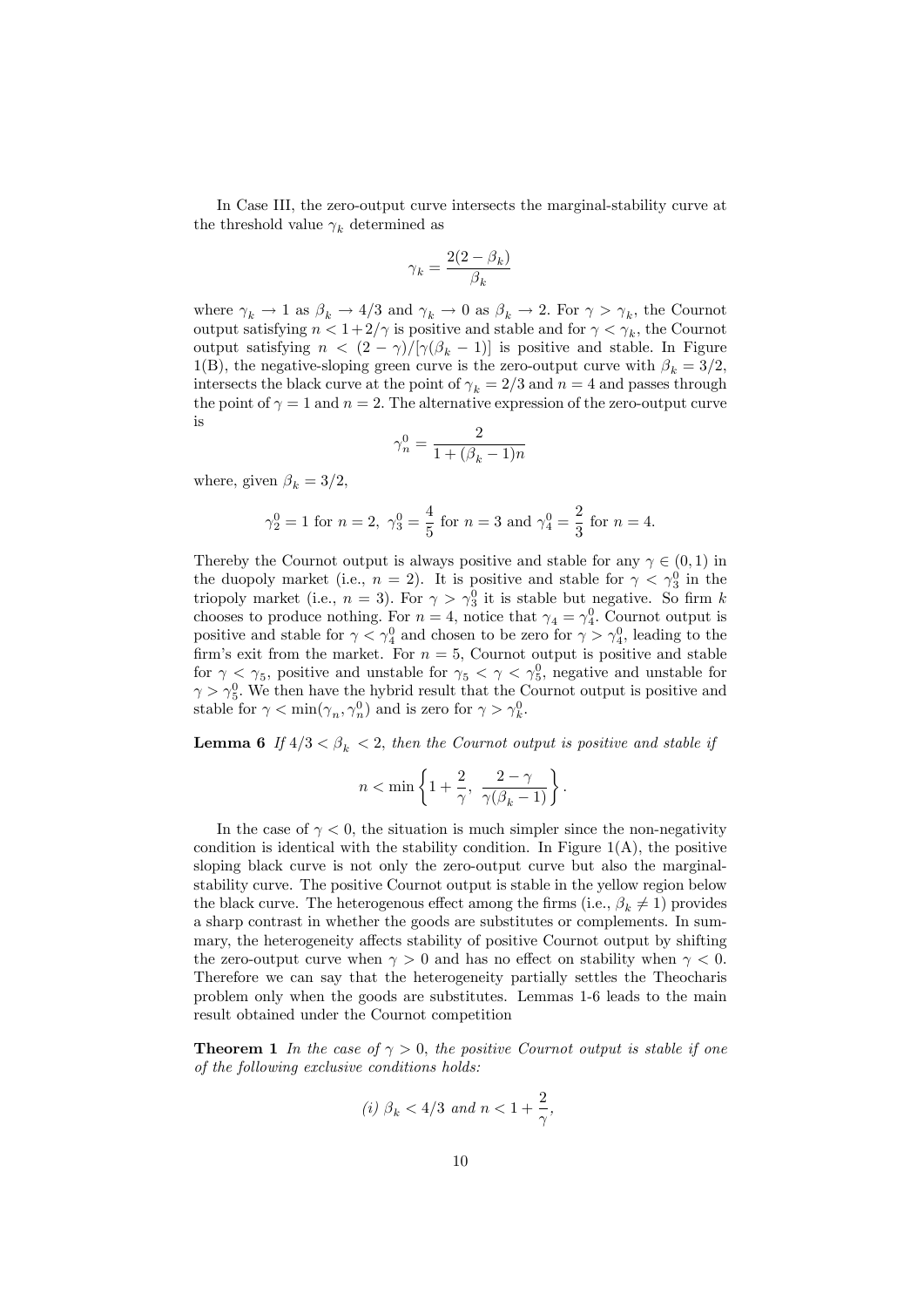In Case III, the zero-output curve intersects the marginal-stability curve at the threshold value $\gamma_k$ determined as

$$\gamma_k = \frac{2(2-\beta_k)}{\beta_k}$$

where $\gamma_k \to 1$ as $\beta_k \to 4/3$ and $\gamma_k \to 0$ as $\beta_k \to 2$. For $\gamma > \gamma_k$, the Cournot output satisfying $n < 1+2/\gamma$ is positive and stable and for $\gamma < \gamma_k$, the Cournot output satisfying $n < (2-\gamma)/[\gamma(\beta_k - 1)]$ is positive and stable. In Figure 1(B), the negative-sloping green curve is the zero-output curve with $\beta_k = 3/2$, intersects the black curve at the point of $\gamma_k = 2/3$ and $n = 4$ and passes through the point of $\gamma = 1$ and $n = 2$. The alternative expression of the zero-output curve is

$$\gamma_n^0 = \frac{2}{1+(\beta_k - 1)n}$$

where, given $\beta_k = 3/2$,

$$\gamma_2^0 = 1 \text{ for } n = 2,\ \gamma_3^0 = \frac{4}{5} \text{ for } n = 3 \text{ and } \gamma_4^0 = \frac{2}{3} \text{ for } n = 4.$$

Thereby the Cournot output is always positive and stable for any $\gamma \in (0,1)$ in the duopoly market (i.e., $n = 2$). It is positive and stable for $\gamma < \gamma_3^0$ in the triopoly market (i.e., $n = 3$). For $\gamma > \gamma_3^0$ it is stable but negative. So firm $k$ chooses to produce nothing. For $n = 4$, notice that $\gamma_4 = \gamma_4^0$. Cournot output is positive and stable for $\gamma < \gamma_4^0$ and chosen to be zero for $\gamma > \gamma_4^0$, leading to the firm's exit from the market. For $n = 5$, Cournot output is positive and stable for $\gamma < \gamma_5$, positive and unstable for $\gamma_5 < \gamma < \gamma_5^0$, negative and unstable for $\gamma > \gamma_5^0$. We then have the hybrid result that the Cournot output is positive and stable for $\gamma < \min(\gamma_n, \gamma_n^0)$ and is zero for $\gamma > \gamma_k^0$.

**Lemma 6** *If $4/3 < \beta_k < 2$, then the Cournot output is positive and stable if*

$$n < \min\left\{1+\frac{2}{\gamma},\ \frac{2-\gamma}{\gamma(\beta_k - 1)}\right\}.$$

In the case of $\gamma < 0$, the situation is much simpler since the non-negativity condition is identical with the stability condition. In Figure 1(A), the positive sloping black curve is not only the zero-output curve but also the marginal-stability curve. The positive Cournot output is stable in the yellow region below the black curve. The heterogenous effect among the firms (i.e., $\beta_k \neq 1$) provides a sharp contrast in whether the goods are substitutes or complements. In summary, the heterogeneity affects stability of positive Cournot output by shifting the zero-output curve when $\gamma > 0$ and has no effect on stability when $\gamma < 0$. Therefore we can say that the heterogeneity partially settles the Theocharis problem only when the goods are substitutes. Lemmas 1-6 leads to the main result obtained under the Cournot competition

**Theorem 1** *In the case of $\gamma > 0$, the positive Cournot output is stable if one of the following exclusive conditions holds:*

*(i)* $\beta_k < 4/3$ *and* $n < 1 + \dfrac{2}{\gamma}$,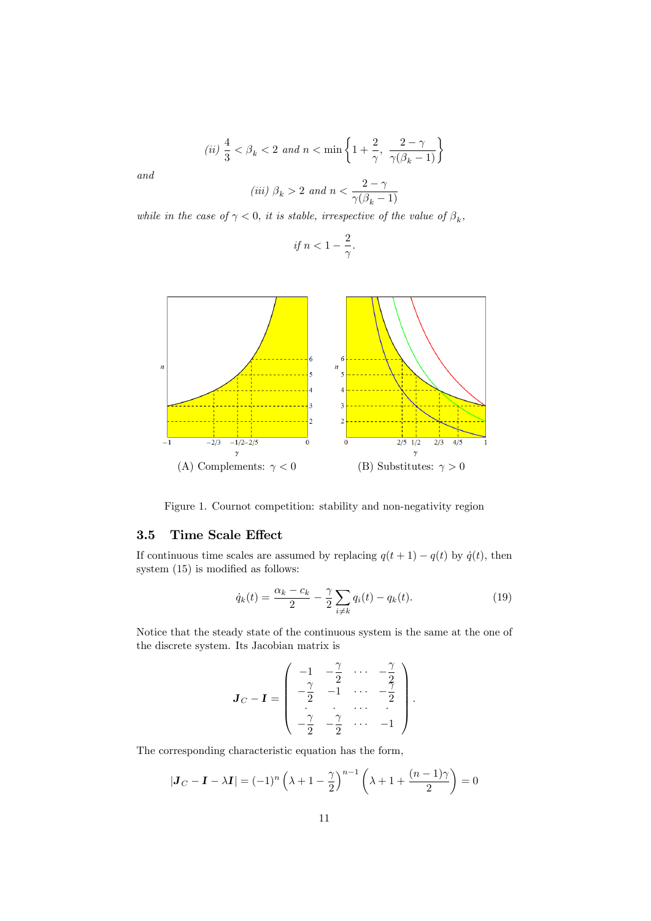*(ii)* $\dfrac{4}{3} < \beta_k < 2$ *and* $n < \min\left\{1 + \dfrac{2}{\gamma},\ \dfrac{2-\gamma}{\gamma(\beta_k - 1)}\right\}$

*and*

*(iii)* $\beta_k > 2$ *and* $n < \dfrac{2-\gamma}{\gamma(\beta_k - 1)}$

*while in the case of* $\gamma < 0$*, it is stable, irrespective of the value of* $\beta_k$*,*

$$\textit{if } n < 1 - \frac{2}{\gamma}.$$

(A) Complements: $\gamma < 0$ (B) Substitutes: $\gamma > 0$

Figure 1. Cournot competition: stability and non-negativity region

## 3.5 Time Scale Effect

If continuous time scales are assumed by replacing $q(t+1) - q(t)$ by $\dot{q}(t)$, then system (15) is modified as follows:

$$\dot{q}_k(t) = \frac{\alpha_k - c_k}{2} - \frac{\gamma}{2}\sum_{i \neq k} q_i(t) - q_k(t). \tag{19}$$

Notice that the steady state of the continuous system is the same at the one of the discrete system. Its Jacobian matrix is

$$\boldsymbol{J}_C - \boldsymbol{I} = \begin{pmatrix} -1 & -\frac{\gamma}{2} & \cdots & -\frac{\gamma}{2} \\ -\frac{\gamma}{2} & -1 & \cdots & -\frac{\gamma}{2} \\ \cdot & \cdot & \cdots & \cdot \\ -\frac{\gamma}{2} & -\frac{\gamma}{2} & \cdots & -1 \end{pmatrix}.$$

The corresponding characteristic equation has the form,

$$|\boldsymbol{J}_C - \boldsymbol{I} - \lambda \boldsymbol{I}| = (-1)^n \left(\lambda + 1 - \frac{\gamma}{2}\right)^{n-1} \left(\lambda + 1 + \frac{(n-1)\gamma}{2}\right) = 0$$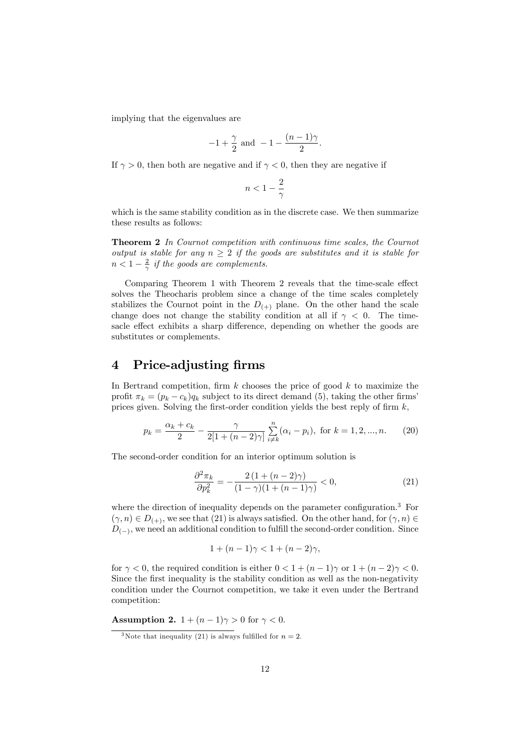implying that the eigenvalues are

$$-1 + \frac{\gamma}{2} \text{ and } -1 - \frac{(n-1)\gamma}{2}.$$

If $\gamma > 0$, then both are negative and if $\gamma < 0$, then they are negative if

$$n < 1 - \frac{2}{\gamma}$$

which is the same stability condition as in the discrete case. We then summarize these results as follows:

**Theorem 2** *In Cournot competition with continuous time scales, the Cournot output is stable for any $n \geq 2$ if the goods are substitutes and it is stable for $n < 1 - \frac{2}{\gamma}$ if the goods are complements.*

Comparing Theorem 1 with Theorem 2 reveals that the time-scale effect solves the Theocharis problem since a change of the time scales completely stabilizes the Cournot point in the $D_{(+)}$ plane. On the other hand the scale change does not change the stability condition at all if $\gamma < 0$. The time-sacle effect exhibits a sharp difference, depending on whether the goods are substitutes or complements.

# 4 Price-adjusting firms

In Bertrand competition, firm $k$ chooses the price of good $k$ to maximize the profit $\pi_k = (p_k - c_k)q_k$ subject to its direct demand (5), taking the other firms' prices given. Solving the first-order condition yields the best reply of firm $k$,

$$p_k = \frac{\alpha_k + c_k}{2} - \frac{\gamma}{2[1+(n-2)\gamma]}\sum_{i \neq k}^{n}(\alpha_i - p_i), \text{ for } k = 1, 2, ..., n. \quad (20)$$

The second-order condition for an interior optimum solution is

$$\frac{\partial^2 \pi_k}{\partial p_k^2} = -\frac{2\,(1+(n-2)\gamma)}{(1-\gamma)(1+(n-1)\gamma)} < 0, \quad (21)$$

where the direction of inequality depends on the parameter configuration.[3] For $(\gamma, n) \in D_{(+)}$, we see that (21) is always satisfied. On the other hand, for $(\gamma, n) \in D_{(-)}$, we need an additional condition to fulfill the second-order condition. Since

$$1 + (n-1)\gamma < 1 + (n-2)\gamma,$$

for $\gamma < 0$, the required condition is either $0 < 1 + (n-1)\gamma$ or $1 + (n-2)\gamma < 0$. Since the first inequality is the stability condition as well as the non-negativity condition under the Cournot competition, we take it even under the Bertrand competition:

**Assumption 2.** $1 + (n-1)\gamma > 0$ for $\gamma < 0$.

[3] Note that inequality (21) is always fulfilled for $n = 2$.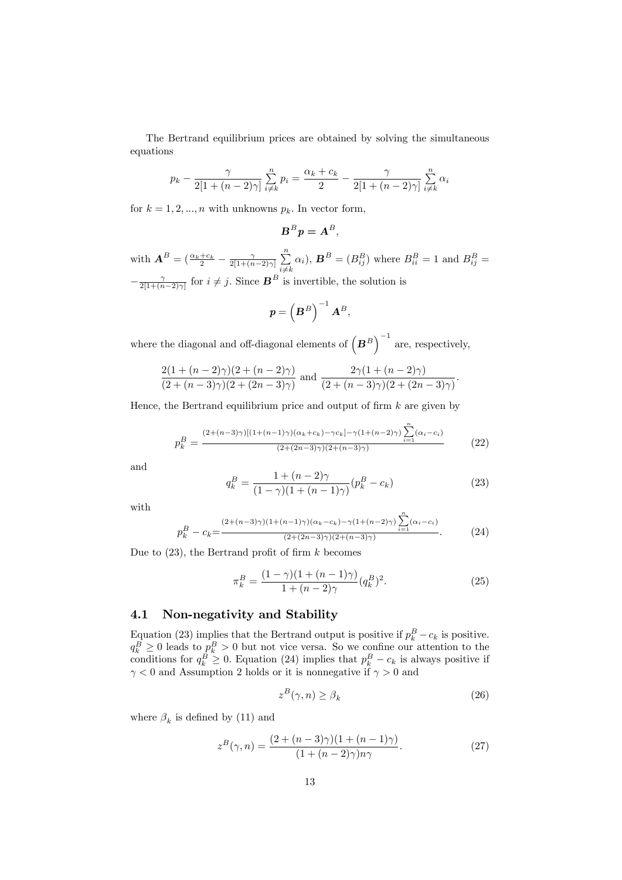The Bertrand equilibrium prices are obtained by solving the simultaneous equations

$$p_k - \frac{\gamma}{2[1+(n-2)\gamma]}\sum_{i\neq k}^{n} p_i = \frac{\alpha_k + c_k}{2} - \frac{\gamma}{2[1+(n-2)\gamma]}\sum_{i\neq k}^{n}\alpha_i$$

for $k = 1, 2, ..., n$ with unknowns $p_k$. In vector form,

$$\boldsymbol{B}^B \boldsymbol{p} = \boldsymbol{A}^B,$$

with $\boldsymbol{A}^B = (\frac{\alpha_k + c_k}{2} - \frac{\gamma}{2[1+(n-2)\gamma]}\sum_{i\neq k}^{n}\alpha_i)$, $\boldsymbol{B}^B = (B_{ij}^B)$ where $B_{ii}^B = 1$ and $B_{ij}^B = -\frac{\gamma}{2[1+(n-2)\gamma]}$ for $i \neq j$. Since $\boldsymbol{B}^B$ is invertible, the solution is

$$\boldsymbol{p} = \left(\boldsymbol{B}^B\right)^{-1} \boldsymbol{A}^B,$$

where the diagonal and off-diagonal elements of $\left(\boldsymbol{B}^B\right)^{-1}$ are, respectively,

$$\frac{2(1+(n-2)\gamma)(2+(n-2)\gamma)}{(2+(n-3)\gamma)(2+(2n-3)\gamma)} \text{ and } \frac{2\gamma(1+(n-2)\gamma)}{(2+(n-3)\gamma)(2+(2n-3)\gamma)}.$$

Hence, the Bertrand equilibrium price and output of firm $k$ are given by

$$p_k^B = \frac{(2+(n-3)\gamma)[(1+(n-1)\gamma)(\alpha_k + c_k) - \gamma c_k] - \gamma(1+(n-2)\gamma)\sum_{i=1}^{n}(\alpha_i - c_i)}{(2+(2n-3)\gamma)(2+(n-3)\gamma)} \tag{22}$$

and

$$q_k^B = \frac{1+(n-2)\gamma}{(1-\gamma)(1+(n-1)\gamma)}(p_k^B - c_k) \tag{23}$$

with

$$p_k^B - c_k = \frac{(2+(n-3)\gamma)(1+(n-1)\gamma)(\alpha_k - c_k) - \gamma(1+(n-2)\gamma)\sum_{i=1}^{n}(\alpha_i - c_i)}{(2+(2n-3)\gamma)(2+(n-3)\gamma)}. \tag{24}$$

Due to (23), the Bertrand profit of firm $k$ becomes

$$\pi_k^B = \frac{(1-\gamma)(1+(n-1)\gamma)}{1+(n-2)\gamma}(q_k^B)^2. \tag{25}$$

## 4.1 Non-negativity and Stability

Equation (23) implies that the Bertrand output is positive if $p_k^B - c_k$ is positive. $q_k^B \geq 0$ leads to $p_k^B > 0$ but not vice versa. So we confine our attention to the conditions for $q_k^B \geq 0$. Equation (24) implies that $p_k^B - c_k$ is always positive if $\gamma < 0$ and Assumption 2 holds or it is nonnegative if $\gamma > 0$ and

$$z^B(\gamma, n) \geq \beta_k \tag{26}$$

where $\beta_k$ is defined by (11) and

$$z^B(\gamma, n) = \frac{(2+(n-3)\gamma)(1+(n-1)\gamma)}{(1+(n-2)\gamma)n\gamma}. \tag{27}$$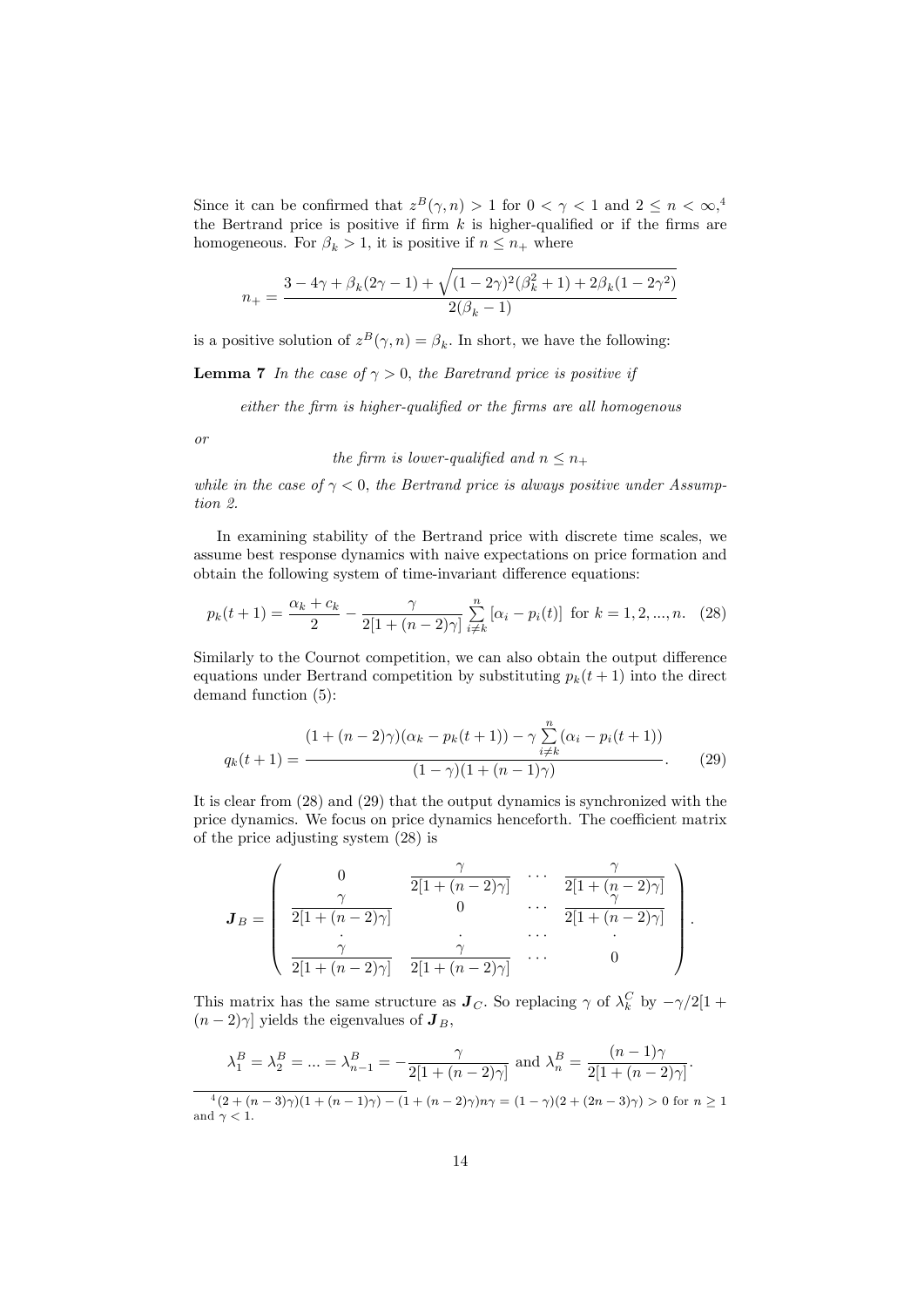Since it can be confirmed that $z^B(\gamma, n) > 1$ for $0 < \gamma < 1$ and $2 \leq n < \infty$,[4] the Bertrand price is positive if firm $k$ is higher-qualified or if the firms are homogeneous. For $\beta_k > 1$, it is positive if $n \leq n_+$ where

$$n_+ = \frac{3 - 4\gamma + \beta_k(2\gamma - 1) + \sqrt{(1-2\gamma)^2(\beta_k^2 + 1) + 2\beta_k(1 - 2\gamma^2)}}{2(\beta_k - 1)}$$

is a positive solution of $z^B(\gamma, n) = \beta_k$. In short, we have the following:

**Lemma 7** *In the case of $\gamma > 0$, the Baretrand price is positive if*

*either the firm is higher-qualified or the firms are all homogenous*

*or*

*the firm is lower-qualified and $n \leq n_+$*

*while in the case of $\gamma < 0$, the Bertrand price is always positive under Assumption 2.*

In examining stability of the Bertrand price with discrete time scales, we assume best response dynamics with naive expectations on price formation and obtain the following system of time-invariant difference equations:

$$p_k(t+1) = \frac{\alpha_k + c_k}{2} - \frac{\gamma}{2[1 + (n-2)\gamma]} \sum_{i \neq k}^{n} [\alpha_i - p_i(t)] \text{ for } k = 1, 2, ..., n. \quad (28)$$

Similarly to the Cournot competition, we can also obtain the output difference equations under Bertrand competition by substituting $p_k(t+1)$ into the direct demand function (5):

$$q_k(t+1) = \frac{(1 + (n-2)\gamma)(\alpha_k - p_k(t+1)) - \gamma \sum_{i \neq k}^{n} (\alpha_i - p_i(t+1))}{(1-\gamma)(1 + (n-1)\gamma)}. \quad (29)$$

It is clear from (28) and (29) that the output dynamics is synchronized with the price dynamics. We focus on price dynamics henceforth. The coefficient matrix of the price adjusting system (28) is

$$\boldsymbol{J}_B = \begin{pmatrix} 0 & \frac{\gamma}{2[1+(n-2)\gamma]} & \cdots & \frac{\gamma}{2[1+(n-2)\gamma]} \\ \frac{\gamma}{2[1+(n-2)\gamma]} & 0 & \cdots & \frac{\gamma}{2[1+(n-2)\gamma]} \\ \cdot & \cdot & \cdots & \cdot \\ \frac{\gamma}{2[1+(n-2)\gamma]} & \frac{\gamma}{2[1+(n-2)\gamma]} & \cdots & 0 \end{pmatrix}.$$

This matrix has the same structure as $\boldsymbol{J}_C$. So replacing $\gamma$ of $\lambda_k^C$ by $-\gamma/2[1 + (n-2)\gamma]$ yields the eigenvalues of $\boldsymbol{J}_B$,

$$\lambda_1^B = \lambda_2^B = ... = \lambda_{n-1}^B = -\frac{\gamma}{2[1+(n-2)\gamma]} \text{ and } \lambda_n^B = \frac{(n-1)\gamma}{2[1+(n-2)\gamma]}.$$

[4] $(2 + (n-3)\gamma)(1 + (n-1)\gamma) - (1 + (n-2)\gamma)n\gamma = (1-\gamma)(2 + (2n-3)\gamma) > 0$ for $n \geq 1$ and $\gamma < 1$.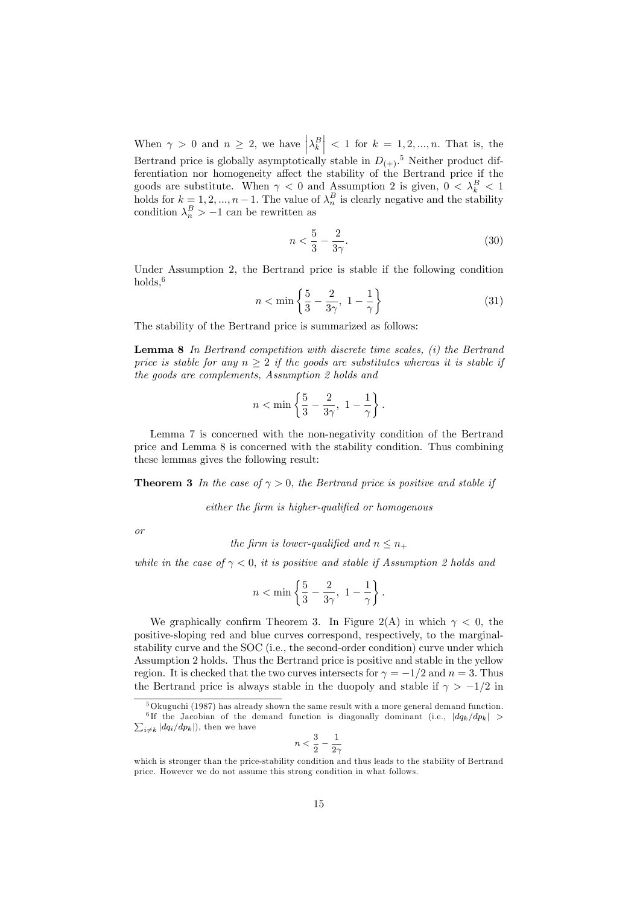When $\gamma > 0$ and $n \geq 2$, we have $\left|\lambda_k^B\right| < 1$ for $k = 1, 2, ..., n$. That is, the Bertrand price is globally asymptotically stable in $D_{(+)}$.[5] Neither product differentiation nor homogeneity affect the stability of the Bertrand price if the goods are substitute. When $\gamma < 0$ and Assumption 2 is given, $0 < \lambda_k^B < 1$ holds for $k = 1, 2, ..., n-1$. The value of $\lambda_n^B$ is clearly negative and the stability condition $\lambda_n^B > -1$ can be rewritten as

$$n < \frac{5}{3} - \frac{2}{3\gamma}. \tag{30}$$

Under Assumption 2, the Bertrand price is stable if the following condition holds,[6]

$$n < \min\left\{\frac{5}{3} - \frac{2}{3\gamma},\ 1 - \frac{1}{\gamma}\right\} \tag{31}$$

The stability of the Bertrand price is summarized as follows:

**Lemma 8** *In Bertrand competition with discrete time scales, (i) the Bertrand price is stable for any $n \geq 2$ if the goods are substitutes whereas it is stable if the goods are complements, Assumption 2 holds and*

$$n < \min\left\{\frac{5}{3} - \frac{2}{3\gamma},\ 1 - \frac{1}{\gamma}\right\}.$$

Lemma 7 is concerned with the non-negativity condition of the Bertrand price and Lemma 8 is concerned with the stability condition. Thus combining these lemmas gives the following result:

**Theorem 3** *In the case of $\gamma > 0$, the Bertrand price is positive and stable if*

*either the firm is higher-qualified or homogenous*

*or*

*the firm is lower-qualified and $n \leq n_+$*

*while in the case of $\gamma < 0$, it is positive and stable if Assumption 2 holds and*

$$n < \min\left\{\frac{5}{3} - \frac{2}{3\gamma},\ 1 - \frac{1}{\gamma}\right\}.$$

We graphically confirm Theorem 3. In Figure 2(A) in which $\gamma < 0$, the positive-sloping red and blue curves correspond, respectively, to the marginal-stability curve and the SOC (i.e., the second-order condition) curve under which Assumption 2 holds. Thus the Bertrand price is positive and stable in the yellow region. It is checked that the two curves intersects for $\gamma = -1/2$ and $n = 3$. Thus the Bertrand price is always stable in the duopoly and stable if $\gamma > -1/2$ in

---

[5] Okuguchi (1987) has already shown the same result with a more general demand function.

[6] If the Jacobian of the demand function is diagonally dominant (i.e., $|dq_k/dp_k| > \sum_{i \neq k} |dq_i/dp_k|$), then we have

$$n < \frac{3}{2} - \frac{1}{2\gamma}$$

which is stronger than the price-stability condition and thus leads to the stability of Bertrand price. However we do not assume this strong condition in what follows.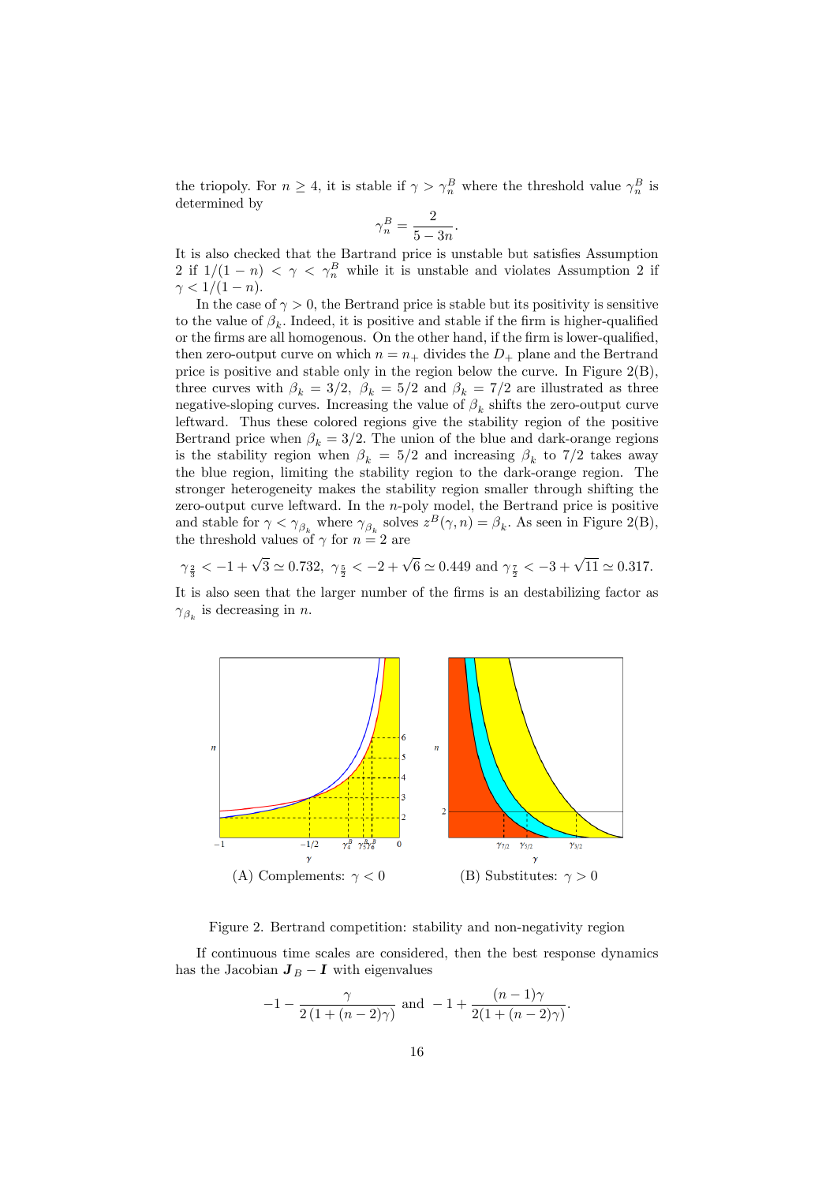the triopoly. For $n \geq 4$, it is stable if $\gamma > \gamma_n^B$ where the threshold value $\gamma_n^B$ is determined by

$$\gamma_n^B = \frac{2}{5-3n}.$$

It is also checked that the Bartrand price is unstable but satisfies Assumption 2 if $1/(1-n) < \gamma < \gamma_n^B$ while it is unstable and violates Assumption 2 if $\gamma < 1/(1-n)$.

In the case of $\gamma > 0$, the Bertrand price is stable but its positivity is sensitive to the value of $\beta_k$. Indeed, it is positive and stable if the firm is higher-qualified or the firms are all homogenous. On the other hand, if the firm is lower-qualified, then zero-output curve on which $n = n_+$ divides the $D_+$ plane and the Bertrand price is positive and stable only in the region below the curve. In Figure 2(B), three curves with $\beta_k = 3/2$, $\beta_k = 5/2$ and $\beta_k = 7/2$ are illustrated as three negative-sloping curves. Increasing the value of $\beta_k$ shifts the zero-output curve leftward. Thus these colored regions give the stability region of the positive Bertrand price when $\beta_k = 3/2$. The union of the blue and dark-orange regions is the stability region when $\beta_k = 5/2$ and increasing $\beta_k$ to $7/2$ takes away the blue region, limiting the stability region to the dark-orange region. The stronger heterogeneity makes the stability region smaller through shifting the zero-output curve leftward. In the $n$-poly model, the Bertrand price is positive and stable for $\gamma < \gamma_{\beta_k}$ where $\gamma_{\beta_k}$ solves $z^B(\gamma, n) = \beta_k$. As seen in Figure 2(B), the threshold values of $\gamma$ for $n = 2$ are

$$\gamma_{\frac{2}{3}} < -1 + \sqrt{3} \simeq 0.732,\ \gamma_{\frac{5}{2}} < -2 + \sqrt{6} \simeq 0.449 \text{ and } \gamma_{\frac{7}{2}} < -3 + \sqrt{11} \simeq 0.317.$$

It is also seen that the larger number of the firms is an destabilizing factor as $\gamma_{\beta_k}$ is decreasing in $n$.

(A) Complements: $\gamma < 0$ (B) Substitutes: $\gamma > 0$

Figure 2. Bertrand competition: stability and non-negativity region

If continuous time scales are considered, then the best response dynamics has the Jacobian $\boldsymbol{J}_B - \boldsymbol{I}$ with eigenvalues

$$-1 - \frac{\gamma}{2\left(1 + (n-2)\gamma\right)} \text{ and } -1 + \frac{(n-1)\gamma}{2(1 + (n-2)\gamma)}.$$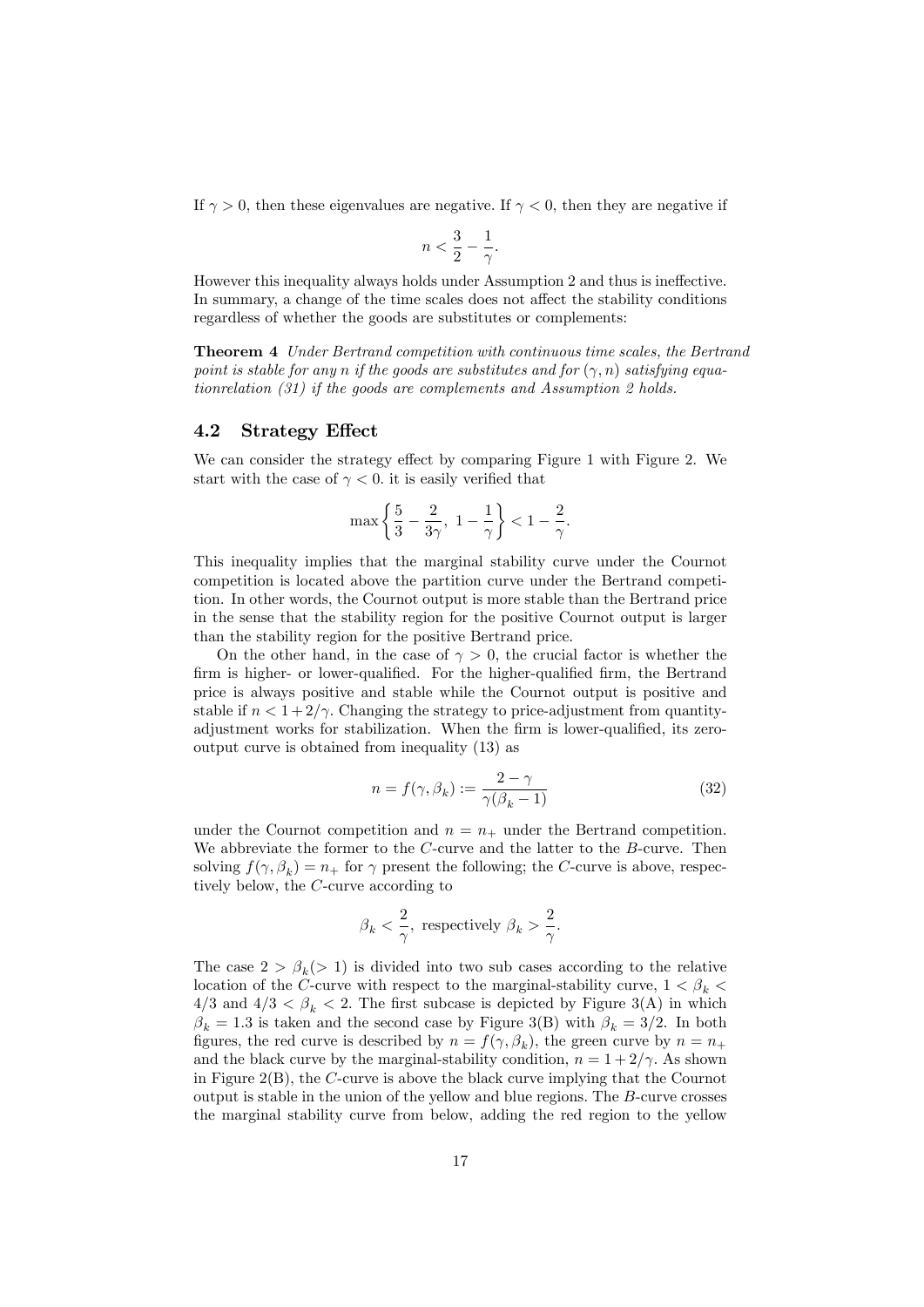If $\gamma > 0$, then these eigenvalues are negative. If $\gamma < 0$, then they are negative if

$$n < \frac{3}{2} - \frac{1}{\gamma}.$$

However this inequality always holds under Assumption 2 and thus is ineffective. In summary, a change of the time scales does not affect the stability conditions regardless of whether the goods are substitutes or complements:

**Theorem 4** *Under Bertrand competition with continuous time scales, the Bertrand point is stable for any n if the goods are substitutes and for $(\gamma, n)$ satisfying equationrelation (31) if the goods are complements and Assumption 2 holds.*

### 4.2 Strategy Effect

We can consider the strategy effect by comparing Figure 1 with Figure 2. We start with the case of $\gamma < 0$. it is easily verified that

$$\max\left\{\frac{5}{3} - \frac{2}{3\gamma},\ 1 - \frac{1}{\gamma}\right\} < 1 - \frac{2}{\gamma}.$$

This inequality implies that the marginal stability curve under the Cournot competition is located above the partition curve under the Bertrand competition. In other words, the Cournot output is more stable than the Bertrand price in the sense that the stability region for the positive Cournot output is larger than the stability region for the positive Bertrand price.

On the other hand, in the case of $\gamma > 0$, the crucial factor is whether the firm is higher- or lower-qualified. For the higher-qualified firm, the Bertrand price is always positive and stable while the Cournot output is positive and stable if $n < 1 + 2/\gamma$. Changing the strategy to price-adjustment from quantity-adjustment works for stabilization. When the firm is lower-qualified, its zero-output curve is obtained from inequality (13) as

$$n = f(\gamma, \beta_k) := \frac{2 - \gamma}{\gamma(\beta_k - 1)} \tag{32}$$

under the Cournot competition and $n = n_+$ under the Bertrand competition. We abbreviate the former to the $C$-curve and the latter to the $B$-curve. Then solving $f(\gamma, \beta_k) = n_+$ for $\gamma$ present the following; the $C$-curve is above, respectively below, the $C$-curve according to

$$\beta_k < \frac{2}{\gamma},\ \text{respectively}\ \beta_k > \frac{2}{\gamma}.$$

The case $2 > \beta_k (> 1)$ is divided into two sub cases according to the relative location of the $C$-curve with respect to the marginal-stability curve, $1 < \beta_k < 4/3$ and $4/3 < \beta_k < 2$. The first subcase is depicted by Figure 3(A) in which $\beta_k = 1.3$ is taken and the second case by Figure 3(B) with $\beta_k = 3/2$. In both figures, the red curve is described by $n = f(\gamma, \beta_k)$, the green curve by $n = n_+$ and the black curve by the marginal-stability condition, $n = 1 + 2/\gamma$. As shown in Figure 2(B), the $C$-curve is above the black curve implying that the Cournot output is stable in the union of the yellow and blue regions. The $B$-curve crosses the marginal stability curve from below, adding the red region to the yellow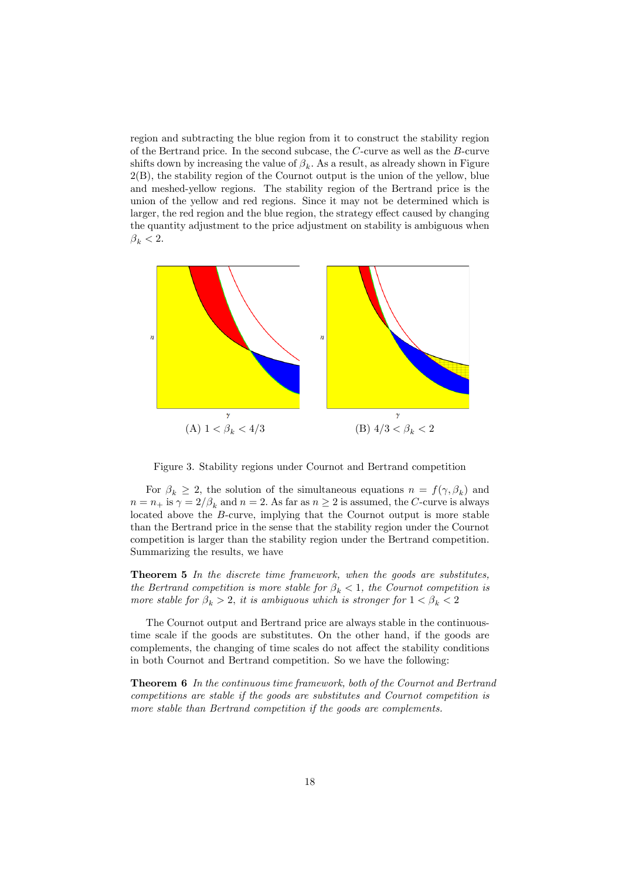region and subtracting the blue region from it to construct the stability region of the Bertrand price. In the second subcase, the $C$-curve as well as the $B$-curve shifts down by increasing the value of $\beta_k$. As a result, as already shown in Figure 2(B), the stability region of the Cournot output is the union of the yellow, blue and meshed-yellow regions. The stability region of the Bertrand price is the union of the yellow and red regions. Since it may not be determined which is larger, the red region and the blue region, the strategy effect caused by changing the quantity adjustment to the price adjustment on stability is ambiguous when $\beta_k < 2$.

(A) $1 < \beta_k < 4/3$

(B) $4/3 < \beta_k < 2$

Figure 3. Stability regions under Cournot and Bertrand competition

For $\beta_k \geq 2$, the solution of the simultaneous equations $n = f(\gamma, \beta_k)$ and $n = n_+$ is $\gamma = 2/\beta_k$ and $n = 2$. As far as $n \geq 2$ is assumed, the $C$-curve is always located above the $B$-curve, implying that the Cournot output is more stable than the Bertrand price in the sense that the stability region under the Cournot competition is larger than the stability region under the Bertrand competition. Summarizing the results, we have

**Theorem 5** *In the discrete time framework, when the goods are substitutes, the Bertrand competition is more stable for $\beta_k < 1$, the Cournot competition is more stable for $\beta_k > 2$, it is ambiguous which is stronger for $1 < \beta_k < 2$*

The Cournot output and Bertrand price are always stable in the continuous-time scale if the goods are substitutes. On the other hand, if the goods are complements, the changing of time scales do not affect the stability conditions in both Cournot and Bertrand competition. So we have the following:

**Theorem 6** *In the continuous time framework, both of the Cournot and Bertrand competitions are stable if the goods are substitutes and Cournot competition is more stable than Bertrand competition if the goods are complements.*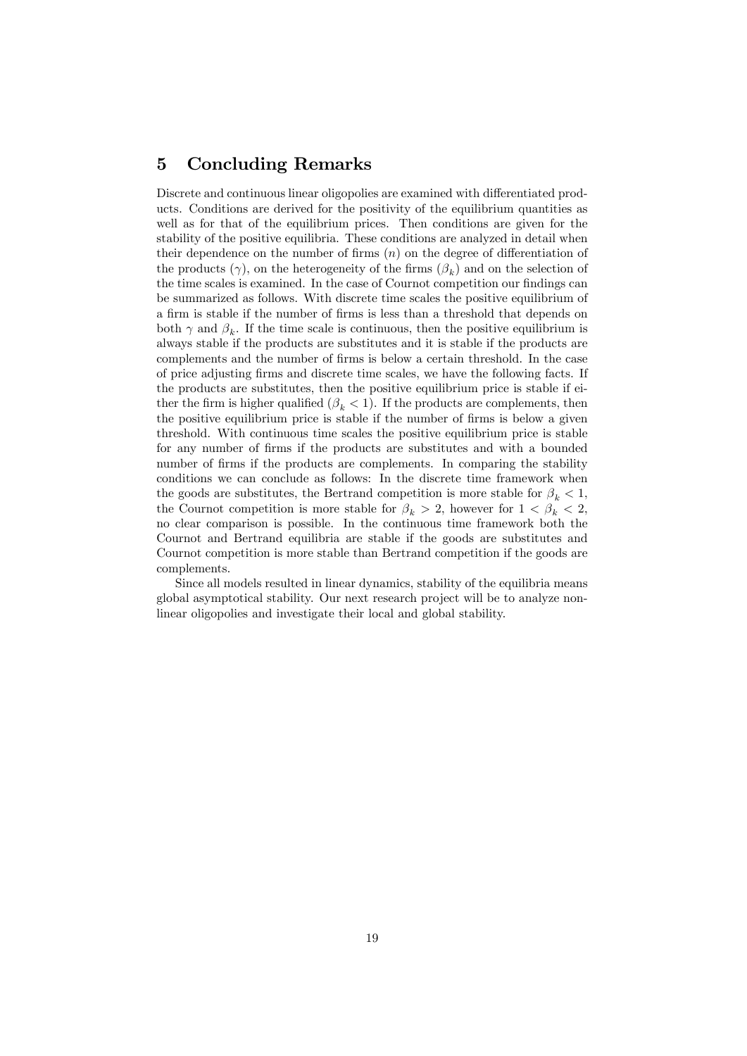## 5 Concluding Remarks

Discrete and continuous linear oligopolies are examined with differentiated products. Conditions are derived for the positivity of the equilibrium quantities as well as for that of the equilibrium prices. Then conditions are given for the stability of the positive equilibria. These conditions are analyzed in detail when their dependence on the number of firms ($n$) on the degree of differentiation of the products ($\gamma$), on the heterogeneity of the firms ($\beta_k$) and on the selection of the time scales is examined. In the case of Cournot competition our findings can be summarized as follows. With discrete time scales the positive equilibrium of a firm is stable if the number of firms is less than a threshold that depends on both $\gamma$ and $\beta_k$. If the time scale is continuous, then the positive equilibrium is always stable if the products are substitutes and it is stable if the products are complements and the number of firms is below a certain threshold. In the case of price adjusting firms and discrete time scales, we have the following facts. If the products are substitutes, then the positive equilibrium price is stable if either the firm is higher qualified ($\beta_k < 1$). If the products are complements, then the positive equilibrium price is stable if the number of firms is below a given threshold. With continuous time scales the positive equilibrium price is stable for any number of firms if the products are substitutes and with a bounded number of firms if the products are complements. In comparing the stability conditions we can conclude as follows: In the discrete time framework when the goods are substitutes, the Bertrand competition is more stable for $\beta_k < 1$, the Cournot competition is more stable for $\beta_k > 2$, however for $1 < \beta_k < 2$, no clear comparison is possible. In the continuous time framework both the Cournot and Bertrand equilibria are stable if the goods are substitutes and Cournot competition is more stable than Bertrand competition if the goods are complements.

Since all models resulted in linear dynamics, stability of the equilibria means global asymptotical stability. Our next research project will be to analyze nonlinear oligopolies and investigate their local and global stability.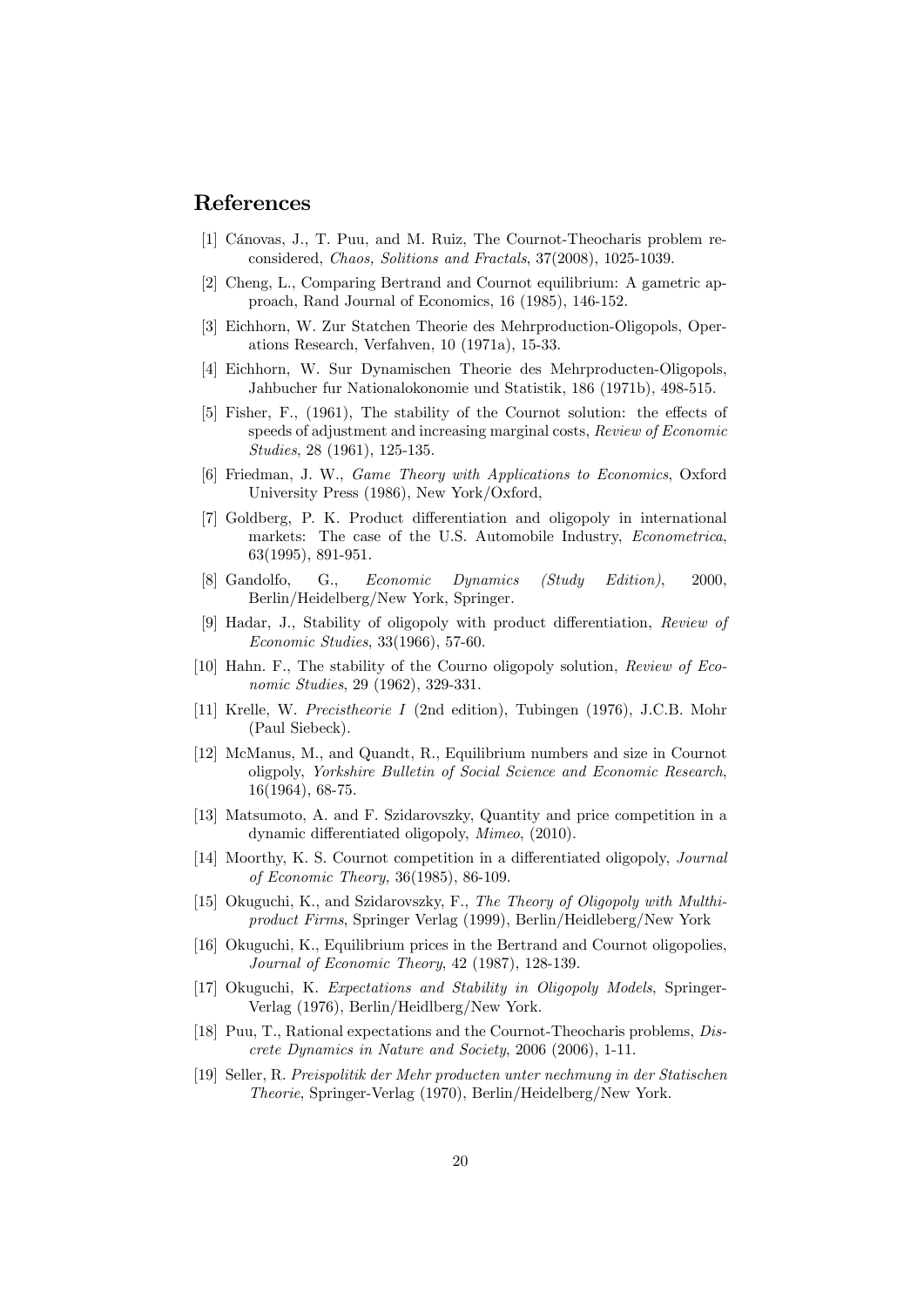## References

[1] Cánovas, J., T. Puu, and M. Ruiz, The Cournot-Theocharis problem reconsidered, *Chaos, Solitions and Fractals*, 37(2008), 1025-1039.

[2] Cheng, L., Comparing Bertrand and Cournot equilibrium: A gametric approach, Rand Journal of Economics, 16 (1985), 146-152.

[3] Eichhorn, W. Zur Statchen Theorie des Mehrproduction-Oligopols, Operations Research, Verfahven, 10 (1971a), 15-33.

[4] Eichhorn, W. Sur Dynamischen Theorie des Mehrproducten-Oligopols, Jahbucher fur Nationalokonomie und Statistik, 186 (1971b), 498-515.

[5] Fisher, F., (1961), The stability of the Cournot solution: the effects of speeds of adjustment and increasing marginal costs, *Review of Economic Studies*, 28 (1961), 125-135.

[6] Friedman, J. W., *Game Theory with Applications to Economics*, Oxford University Press (1986), New York/Oxford,

[7] Goldberg, P. K. Product differentiation and oligopoly in international markets: The case of the U.S. Automobile Industry, *Econometrica*, 63(1995), 891-951.

[8] Gandolfo, G., *Economic Dynamics (Study Edition)*, 2000, Berlin/Heidelberg/New York, Springer.

[9] Hadar, J., Stability of oligopoly with product differentiation, *Review of Economic Studies*, 33(1966), 57-60.

[10] Hahn. F., The stability of the Courno oligopoly solution, *Review of Economic Studies*, 29 (1962), 329-331.

[11] Krelle, W. *Precistheorie I* (2nd edition), Tubingen (1976), J.C.B. Mohr (Paul Siebeck).

[12] McManus, M., and Quandt, R., Equilibrium numbers and size in Cournot oligpoly, *Yorkshire Bulletin of Social Science and Economic Research*, 16(1964), 68-75.

[13] Matsumoto, A. and F. Szidarovszky, Quantity and price competition in a dynamic differentiated oligopoly, *Mimeo*, (2010).

[14] Moorthy, K. S. Cournot competition in a differentiated oligopoly, *Journal of Economic Theory,* 36(1985), 86-109.

[15] Okuguchi, K., and Szidarovszky, F., *The Theory of Oligopoly with Multhiproduct Firms*, Springer Verlag (1999), Berlin/Heidleberg/New York

[16] Okuguchi, K., Equilibrium prices in the Bertrand and Cournot oligopolies, *Journal of Economic Theory*, 42 (1987), 128-139.

[17] Okuguchi, K. *Expectations and Stability in Oligopoly Models*, Springer-Verlag (1976), Berlin/Heidlberg/New York.

[18] Puu, T., Rational expectations and the Cournot-Theocharis problems, *Discrete Dynamics in Nature and Society*, 2006 (2006), 1-11.

[19] Seller, R. *Preispolitik der Mehr producten unter nechmung in der Statischen Theorie*, Springer-Verlag (1970), Berlin/Heidelberg/New York.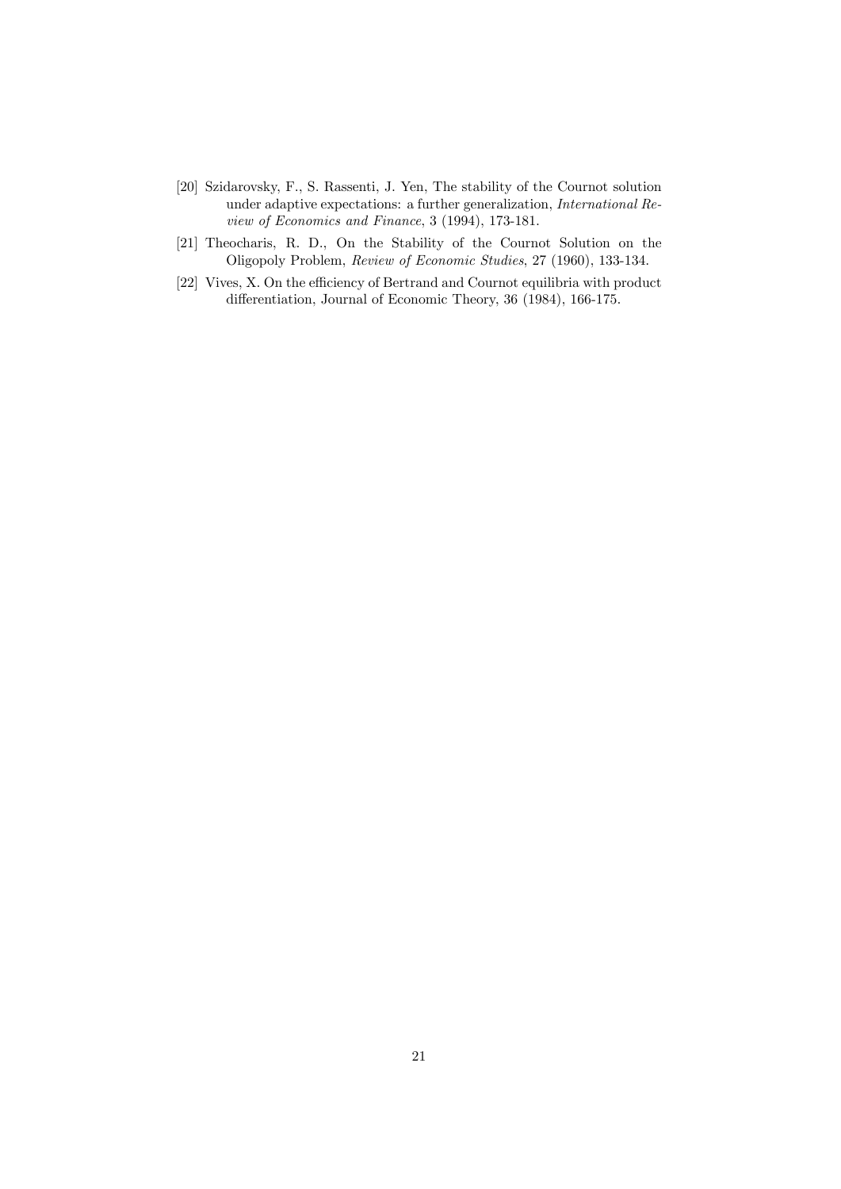[20] Szidarovsky, F., S. Rassenti, J. Yen, The stability of the Cournot solution under adaptive expectations: a further generalization, *International Review of Economics and Finance*, 3 (1994), 173-181.

[21] Theocharis, R. D., On the Stability of the Cournot Solution on the Oligopoly Problem, *Review of Economic Studies*, 27 (1960), 133-134.

[22] Vives, X. On the efficiency of Bertrand and Cournot equilibria with product differentiation, Journal of Economic Theory, 36 (1984), 166-175.